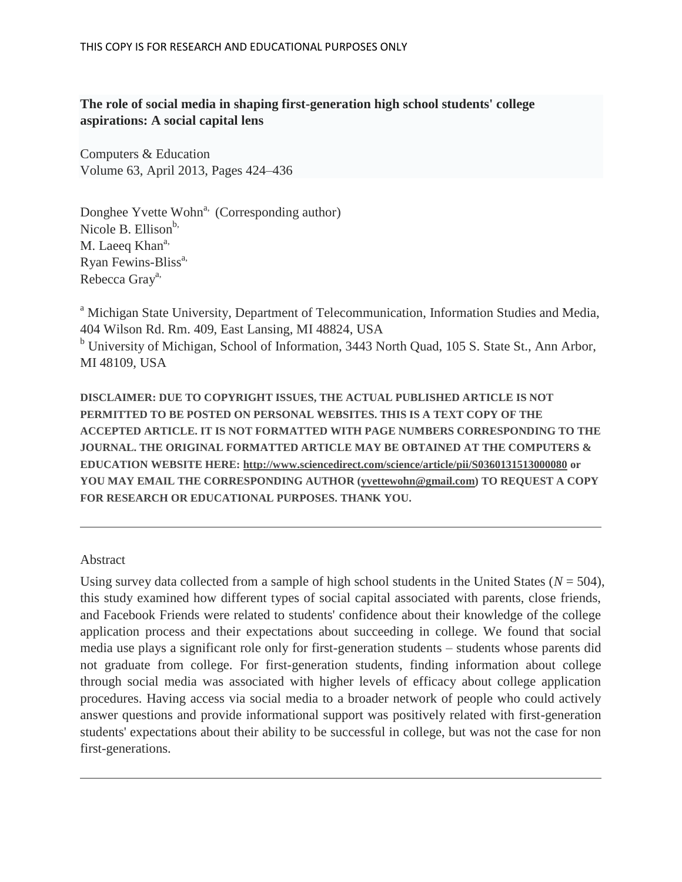THIS COPY IS FOR RESEARCH AND EDUCATIONAL PURPOSES ONLY

**The role of social media in shaping first-generation high school students' college aspirations: A social capital lens**

Computers & Education
Volume 63, April 2013, Pages 424–436

Donghee Yvette Wohn[a,] (Corresponding author)
Nicole B. Ellison[b,]
M. Laeeq Khan[a,]
Ryan Fewins-Bliss[a,]
Rebecca Gray[a,]

[a] Michigan State University, Department of Telecommunication, Information Studies and Media, 404 Wilson Rd. Rm. 409, East Lansing, MI 48824, USA
[b] University of Michigan, School of Information, 3443 North Quad, 105 S. State St., Ann Arbor, MI 48109, USA

**DISCLAIMER: DUE TO COPYRIGHT ISSUES, THE ACTUAL PUBLISHED ARTICLE IS NOT PERMITTED TO BE POSTED ON PERSONAL WEBSITES. THIS IS A TEXT COPY OF THE ACCEPTED ARTICLE. IT IS NOT FORMATTED WITH PAGE NUMBERS CORRESPONDING TO THE JOURNAL. THE ORIGINAL FORMATTED ARTICLE MAY BE OBTAINED AT THE COMPUTERS & EDUCATION WEBSITE HERE: http://www.sciencedirect.com/science/article/pii/S0360131513000080 or YOU MAY EMAIL THE CORRESPONDING AUTHOR (yvettewohn@gmail.com) TO REQUEST A COPY FOR RESEARCH OR EDUCATIONAL PURPOSES. THANK YOU.**

---

Abstract

Using survey data collected from a sample of high school students in the United States ($N = 504$), this study examined how different types of social capital associated with parents, close friends, and Facebook Friends were related to students' confidence about their knowledge of the college application process and their expectations about succeeding in college. We found that social media use plays a significant role only for first-generation students – students whose parents did not graduate from college. For first-generation students, finding information about college through social media was associated with higher levels of efficacy about college application procedures. Having access via social media to a broader network of people who could actively answer questions and provide informational support was positively related with first-generation students' expectations about their ability to be successful in college, but was not the case for non first-generations.

---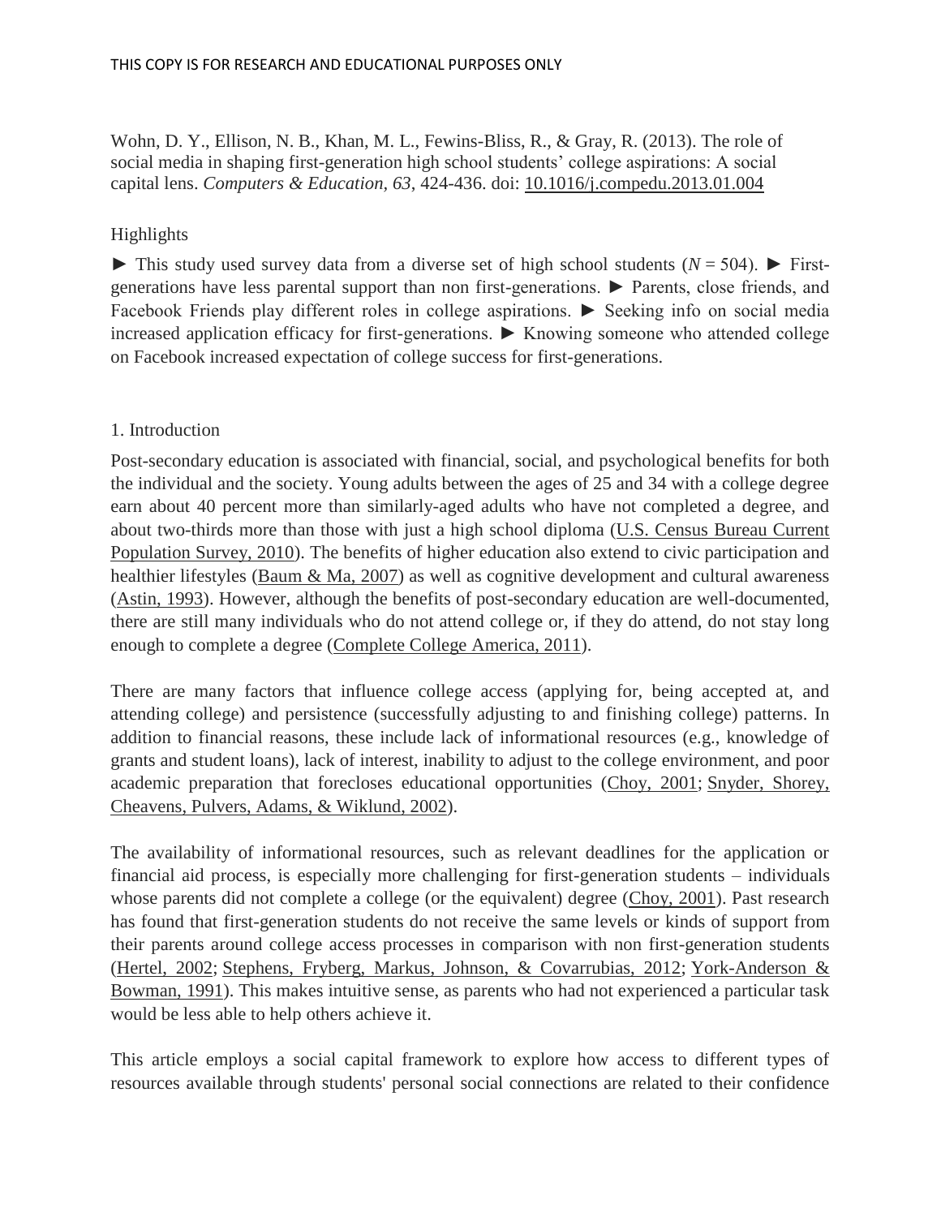Wohn, D. Y., Ellison, N. B., Khan, M. L., Fewins-Bliss, R., & Gray, R. (2013). The role of social media in shaping first-generation high school students' college aspirations: A social capital lens. *Computers & Education, 63*, 424-436. doi: 10.1016/j.compedu.2013.01.004

Highlights

► This study used survey data from a diverse set of high school students ($N = 504$). ► First-generations have less parental support than non first-generations. ► Parents, close friends, and Facebook Friends play different roles in college aspirations. ► Seeking info on social media increased application efficacy for first-generations. ► Knowing someone who attended college on Facebook increased expectation of college success for first-generations.

## 1. Introduction

Post-secondary education is associated with financial, social, and psychological benefits for both the individual and the society. Young adults between the ages of 25 and 34 with a college degree earn about 40 percent more than similarly-aged adults who have not completed a degree, and about two-thirds more than those with just a high school diploma (U.S. Census Bureau Current Population Survey, 2010). The benefits of higher education also extend to civic participation and healthier lifestyles (Baum & Ma, 2007) as well as cognitive development and cultural awareness (Astin, 1993). However, although the benefits of post-secondary education are well-documented, there are still many individuals who do not attend college or, if they do attend, do not stay long enough to complete a degree (Complete College America, 2011).

There are many factors that influence college access (applying for, being accepted at, and attending college) and persistence (successfully adjusting to and finishing college) patterns. In addition to financial reasons, these include lack of informational resources (e.g., knowledge of grants and student loans), lack of interest, inability to adjust to the college environment, and poor academic preparation that forecloses educational opportunities (Choy, 2001; Snyder, Shorey, Cheavens, Pulvers, Adams, & Wiklund, 2002).

The availability of informational resources, such as relevant deadlines for the application or financial aid process, is especially more challenging for first-generation students – individuals whose parents did not complete a college (or the equivalent) degree (Choy, 2001). Past research has found that first-generation students do not receive the same levels or kinds of support from their parents around college access processes in comparison with non first-generation students (Hertel, 2002; Stephens, Fryberg, Markus, Johnson, & Covarrubias, 2012; York-Anderson & Bowman, 1991). This makes intuitive sense, as parents who had not experienced a particular task would be less able to help others achieve it.

This article employs a social capital framework to explore how access to different types of resources available through students' personal social connections are related to their confidence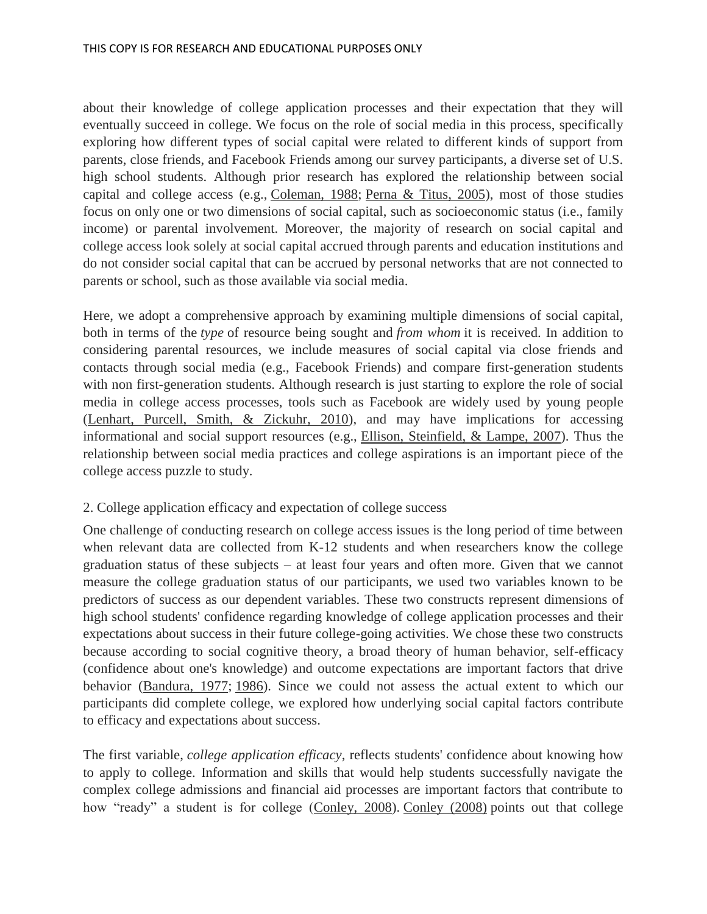about their knowledge of college application processes and their expectation that they will eventually succeed in college. We focus on the role of social media in this process, specifically exploring how different types of social capital were related to different kinds of support from parents, close friends, and Facebook Friends among our survey participants, a diverse set of U.S. high school students. Although prior research has explored the relationship between social capital and college access (e.g., Coleman, 1988; Perna & Titus, 2005), most of those studies focus on only one or two dimensions of social capital, such as socioeconomic status (i.e., family income) or parental involvement. Moreover, the majority of research on social capital and college access look solely at social capital accrued through parents and education institutions and do not consider social capital that can be accrued by personal networks that are not connected to parents or school, such as those available via social media.

Here, we adopt a comprehensive approach by examining multiple dimensions of social capital, both in terms of the *type* of resource being sought and *from whom* it is received. In addition to considering parental resources, we include measures of social capital via close friends and contacts through social media (e.g., Facebook Friends) and compare first-generation students with non first-generation students. Although research is just starting to explore the role of social media in college access processes, tools such as Facebook are widely used by young people (Lenhart, Purcell, Smith, & Zickuhr, 2010), and may have implications for accessing informational and social support resources (e.g., Ellison, Steinfield, & Lampe, 2007). Thus the relationship between social media practices and college aspirations is an important piece of the college access puzzle to study.

## 2. College application efficacy and expectation of college success

One challenge of conducting research on college access issues is the long period of time between when relevant data are collected from K-12 students and when researchers know the college graduation status of these subjects – at least four years and often more. Given that we cannot measure the college graduation status of our participants, we used two variables known to be predictors of success as our dependent variables. These two constructs represent dimensions of high school students' confidence regarding knowledge of college application processes and their expectations about success in their future college-going activities. We chose these two constructs because according to social cognitive theory, a broad theory of human behavior, self-efficacy (confidence about one's knowledge) and outcome expectations are important factors that drive behavior (Bandura, 1977; 1986). Since we could not assess the actual extent to which our participants did complete college, we explored how underlying social capital factors contribute to efficacy and expectations about success.

The first variable, *college application efficacy*, reflects students' confidence about knowing how to apply to college. Information and skills that would help students successfully navigate the complex college admissions and financial aid processes are important factors that contribute to how "ready" a student is for college (Conley, 2008). Conley (2008) points out that college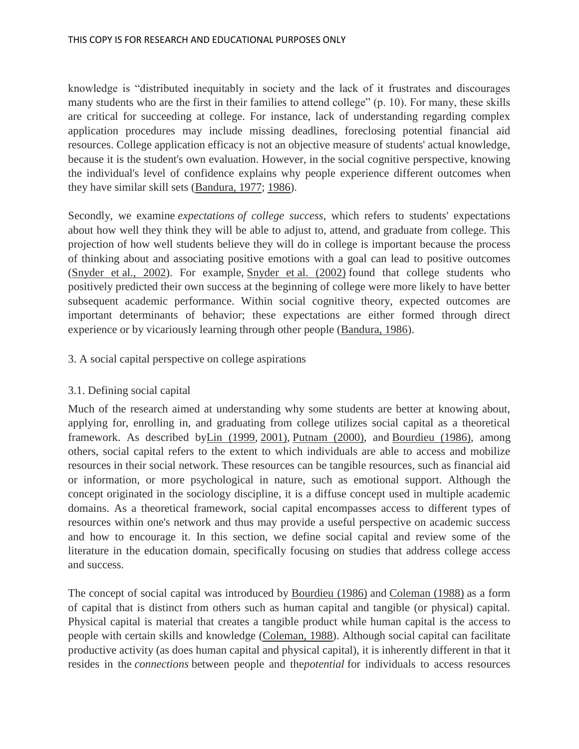knowledge is "distributed inequitably in society and the lack of it frustrates and discourages many students who are the first in their families to attend college" (p. 10). For many, these skills are critical for succeeding at college. For instance, lack of understanding regarding complex application procedures may include missing deadlines, foreclosing potential financial aid resources. College application efficacy is not an objective measure of students' actual knowledge, because it is the student's own evaluation. However, in the social cognitive perspective, knowing the individual's level of confidence explains why people experience different outcomes when they have similar skill sets (Bandura, 1977; 1986).

Secondly, we examine *expectations of college success*, which refers to students' expectations about how well they think they will be able to adjust to, attend, and graduate from college. This projection of how well students believe they will do in college is important because the process of thinking about and associating positive emotions with a goal can lead to positive outcomes (Snyder et al., 2002). For example, Snyder et al. (2002) found that college students who positively predicted their own success at the beginning of college were more likely to have better subsequent academic performance. Within social cognitive theory, expected outcomes are important determinants of behavior; these expectations are either formed through direct experience or by vicariously learning through other people (Bandura, 1986).

## 3. A social capital perspective on college aspirations

### 3.1. Defining social capital

Much of the research aimed at understanding why some students are better at knowing about, applying for, enrolling in, and graduating from college utilizes social capital as a theoretical framework. As described byLin (1999, 2001), Putnam (2000), and Bourdieu (1986), among others, social capital refers to the extent to which individuals are able to access and mobilize resources in their social network. These resources can be tangible resources, such as financial aid or information, or more psychological in nature, such as emotional support. Although the concept originated in the sociology discipline, it is a diffuse concept used in multiple academic domains. As a theoretical framework, social capital encompasses access to different types of resources within one's network and thus may provide a useful perspective on academic success and how to encourage it. In this section, we define social capital and review some of the literature in the education domain, specifically focusing on studies that address college access and success.

The concept of social capital was introduced by Bourdieu (1986) and Coleman (1988) as a form of capital that is distinct from others such as human capital and tangible (or physical) capital. Physical capital is material that creates a tangible product while human capital is the access to people with certain skills and knowledge (Coleman, 1988). Although social capital can facilitate productive activity (as does human capital and physical capital), it is inherently different in that it resides in the *connections* between people and the*potential* for individuals to access resources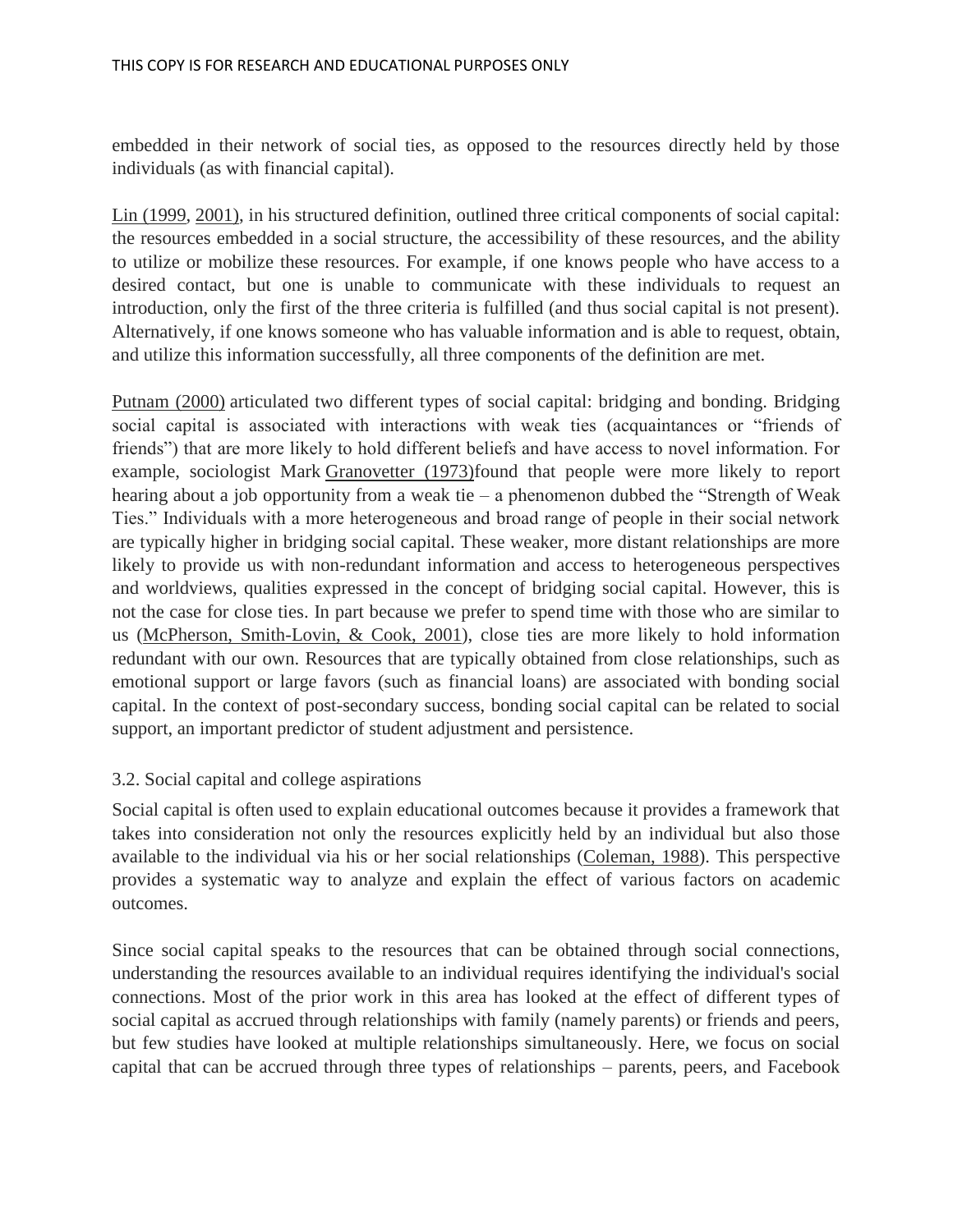embedded in their network of social ties, as opposed to the resources directly held by those individuals (as with financial capital).

Lin (1999, 2001), in his structured definition, outlined three critical components of social capital: the resources embedded in a social structure, the accessibility of these resources, and the ability to utilize or mobilize these resources. For example, if one knows people who have access to a desired contact, but one is unable to communicate with these individuals to request an introduction, only the first of the three criteria is fulfilled (and thus social capital is not present). Alternatively, if one knows someone who has valuable information and is able to request, obtain, and utilize this information successfully, all three components of the definition are met.

Putnam (2000) articulated two different types of social capital: bridging and bonding. Bridging social capital is associated with interactions with weak ties (acquaintances or "friends of friends") that are more likely to hold different beliefs and have access to novel information. For example, sociologist Mark Granovetter (1973)found that people were more likely to report hearing about a job opportunity from a weak tie – a phenomenon dubbed the "Strength of Weak Ties." Individuals with a more heterogeneous and broad range of people in their social network are typically higher in bridging social capital. These weaker, more distant relationships are more likely to provide us with non-redundant information and access to heterogeneous perspectives and worldviews, qualities expressed in the concept of bridging social capital. However, this is not the case for close ties. In part because we prefer to spend time with those who are similar to us (McPherson, Smith-Lovin, & Cook, 2001), close ties are more likely to hold information redundant with our own. Resources that are typically obtained from close relationships, such as emotional support or large favors (such as financial loans) are associated with bonding social capital. In the context of post-secondary success, bonding social capital can be related to social support, an important predictor of student adjustment and persistence.

### 3.2. Social capital and college aspirations

Social capital is often used to explain educational outcomes because it provides a framework that takes into consideration not only the resources explicitly held by an individual but also those available to the individual via his or her social relationships (Coleman, 1988). This perspective provides a systematic way to analyze and explain the effect of various factors on academic outcomes.

Since social capital speaks to the resources that can be obtained through social connections, understanding the resources available to an individual requires identifying the individual's social connections. Most of the prior work in this area has looked at the effect of different types of social capital as accrued through relationships with family (namely parents) or friends and peers, but few studies have looked at multiple relationships simultaneously. Here, we focus on social capital that can be accrued through three types of relationships – parents, peers, and Facebook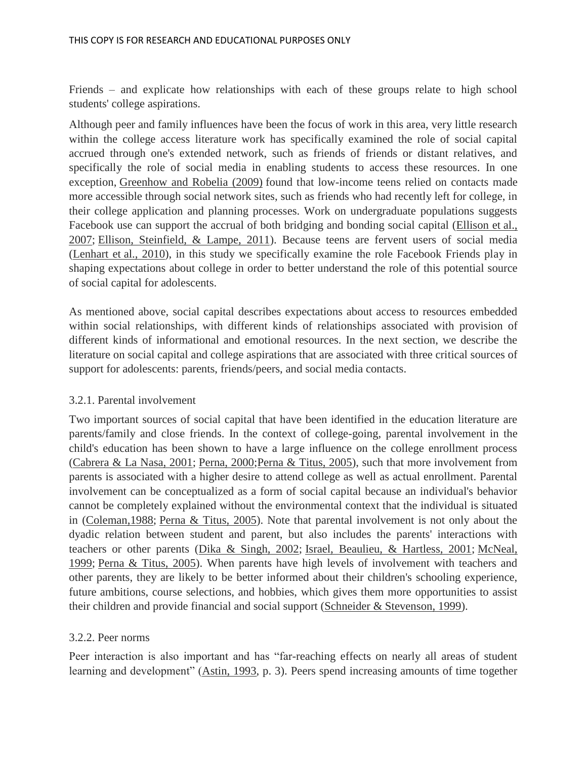Friends – and explicate how relationships with each of these groups relate to high school students' college aspirations.

Although peer and family influences have been the focus of work in this area, very little research within the college access literature work has specifically examined the role of social capital accrued through one's extended network, such as friends of friends or distant relatives, and specifically the role of social media in enabling students to access these resources. In one exception, Greenhow and Robelia (2009) found that low-income teens relied on contacts made more accessible through social network sites, such as friends who had recently left for college, in their college application and planning processes. Work on undergraduate populations suggests Facebook use can support the accrual of both bridging and bonding social capital (Ellison et al., 2007; Ellison, Steinfield, & Lampe, 2011). Because teens are fervent users of social media (Lenhart et al., 2010), in this study we specifically examine the role Facebook Friends play in shaping expectations about college in order to better understand the role of this potential source of social capital for adolescents.

As mentioned above, social capital describes expectations about access to resources embedded within social relationships, with different kinds of relationships associated with provision of different kinds of informational and emotional resources. In the next section, we describe the literature on social capital and college aspirations that are associated with three critical sources of support for adolescents: parents, friends/peers, and social media contacts.

### 3.2.1. Parental involvement

Two important sources of social capital that have been identified in the education literature are parents/family and close friends. In the context of college-going, parental involvement in the child's education has been shown to have a large influence on the college enrollment process (Cabrera & La Nasa, 2001; Perna, 2000;Perna & Titus, 2005), such that more involvement from parents is associated with a higher desire to attend college as well as actual enrollment. Parental involvement can be conceptualized as a form of social capital because an individual's behavior cannot be completely explained without the environmental context that the individual is situated in (Coleman,1988; Perna & Titus, 2005). Note that parental involvement is not only about the dyadic relation between student and parent, but also includes the parents' interactions with teachers or other parents (Dika & Singh, 2002; Israel, Beaulieu, & Hartless, 2001; McNeal, 1999; Perna & Titus, 2005). When parents have high levels of involvement with teachers and other parents, they are likely to be better informed about their children's schooling experience, future ambitions, course selections, and hobbies, which gives them more opportunities to assist their children and provide financial and social support (Schneider & Stevenson, 1999).

### 3.2.2. Peer norms

Peer interaction is also important and has "far-reaching effects on nearly all areas of student learning and development" (Astin, 1993, p. 3). Peers spend increasing amounts of time together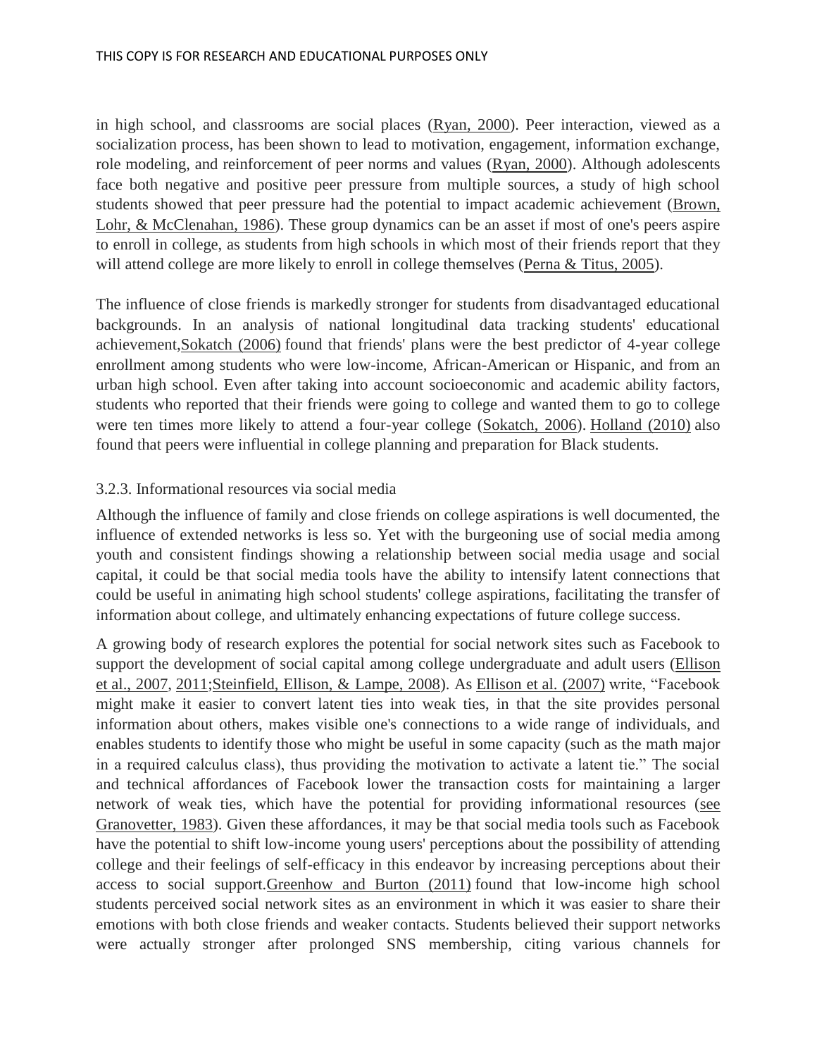in high school, and classrooms are social places (Ryan, 2000). Peer interaction, viewed as a socialization process, has been shown to lead to motivation, engagement, information exchange, role modeling, and reinforcement of peer norms and values (Ryan, 2000). Although adolescents face both negative and positive peer pressure from multiple sources, a study of high school students showed that peer pressure had the potential to impact academic achievement (Brown, Lohr, & McClenahan, 1986). These group dynamics can be an asset if most of one's peers aspire to enroll in college, as students from high schools in which most of their friends report that they will attend college are more likely to enroll in college themselves (Perna & Titus, 2005).

The influence of close friends is markedly stronger for students from disadvantaged educational backgrounds. In an analysis of national longitudinal data tracking students' educational achievement,Sokatch (2006) found that friends' plans were the best predictor of 4-year college enrollment among students who were low-income, African-American or Hispanic, and from an urban high school. Even after taking into account socioeconomic and academic ability factors, students who reported that their friends were going to college and wanted them to go to college were ten times more likely to attend a four-year college (Sokatch, 2006). Holland (2010) also found that peers were influential in college planning and preparation for Black students.

### 3.2.3. Informational resources via social media

Although the influence of family and close friends on college aspirations is well documented, the influence of extended networks is less so. Yet with the burgeoning use of social media among youth and consistent findings showing a relationship between social media usage and social capital, it could be that social media tools have the ability to intensify latent connections that could be useful in animating high school students' college aspirations, facilitating the transfer of information about college, and ultimately enhancing expectations of future college success.

A growing body of research explores the potential for social network sites such as Facebook to support the development of social capital among college undergraduate and adult users (Ellison et al., 2007, 2011;Steinfield, Ellison, & Lampe, 2008). As Ellison et al. (2007) write, "Facebook might make it easier to convert latent ties into weak ties, in that the site provides personal information about others, makes visible one's connections to a wide range of individuals, and enables students to identify those who might be useful in some capacity (such as the math major in a required calculus class), thus providing the motivation to activate a latent tie." The social and technical affordances of Facebook lower the transaction costs for maintaining a larger network of weak ties, which have the potential for providing informational resources (see Granovetter, 1983). Given these affordances, it may be that social media tools such as Facebook have the potential to shift low-income young users' perceptions about the possibility of attending college and their feelings of self-efficacy in this endeavor by increasing perceptions about their access to social support.Greenhow and Burton (2011) found that low-income high school students perceived social network sites as an environment in which it was easier to share their emotions with both close friends and weaker contacts. Students believed their support networks were actually stronger after prolonged SNS membership, citing various channels for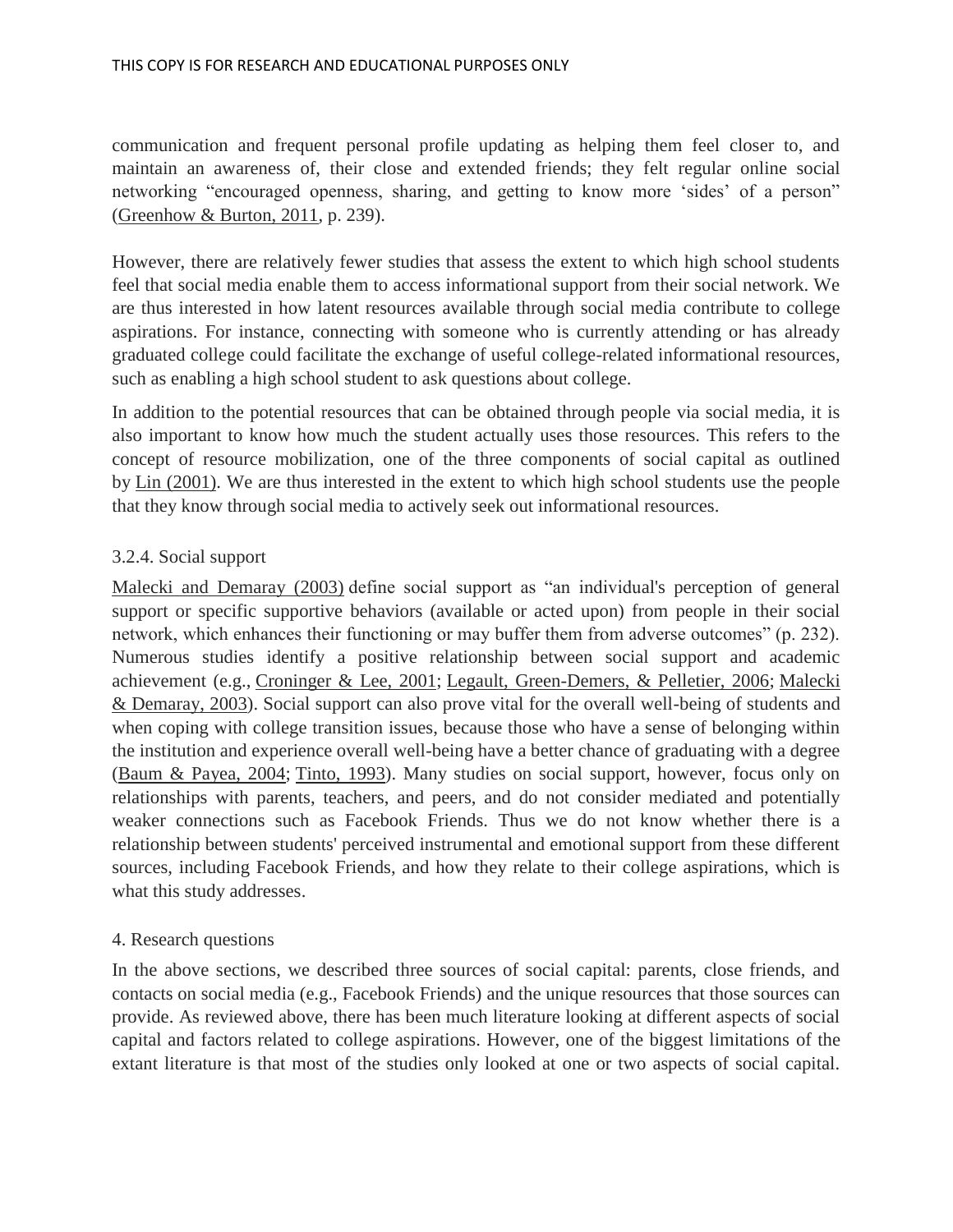communication and frequent personal profile updating as helping them feel closer to, and maintain an awareness of, their close and extended friends; they felt regular online social networking "encouraged openness, sharing, and getting to know more 'sides' of a person" (Greenhow & Burton, 2011, p. 239).

However, there are relatively fewer studies that assess the extent to which high school students feel that social media enable them to access informational support from their social network. We are thus interested in how latent resources available through social media contribute to college aspirations. For instance, connecting with someone who is currently attending or has already graduated college could facilitate the exchange of useful college-related informational resources, such as enabling a high school student to ask questions about college.

In addition to the potential resources that can be obtained through people via social media, it is also important to know how much the student actually uses those resources. This refers to the concept of resource mobilization, one of the three components of social capital as outlined by Lin (2001). We are thus interested in the extent to which high school students use the people that they know through social media to actively seek out informational resources.

### 3.2.4. Social support

Malecki and Demaray (2003) define social support as "an individual's perception of general support or specific supportive behaviors (available or acted upon) from people in their social network, which enhances their functioning or may buffer them from adverse outcomes" (p. 232). Numerous studies identify a positive relationship between social support and academic achievement (e.g., Croninger & Lee, 2001; Legault, Green-Demers, & Pelletier, 2006; Malecki & Demaray, 2003). Social support can also prove vital for the overall well-being of students and when coping with college transition issues, because those who have a sense of belonging within the institution and experience overall well-being have a better chance of graduating with a degree (Baum & Payea, 2004; Tinto, 1993). Many studies on social support, however, focus only on relationships with parents, teachers, and peers, and do not consider mediated and potentially weaker connections such as Facebook Friends. Thus we do not know whether there is a relationship between students' perceived instrumental and emotional support from these different sources, including Facebook Friends, and how they relate to their college aspirations, which is what this study addresses.

## 4. Research questions

In the above sections, we described three sources of social capital: parents, close friends, and contacts on social media (e.g., Facebook Friends) and the unique resources that those sources can provide. As reviewed above, there has been much literature looking at different aspects of social capital and factors related to college aspirations. However, one of the biggest limitations of the extant literature is that most of the studies only looked at one or two aspects of social capital.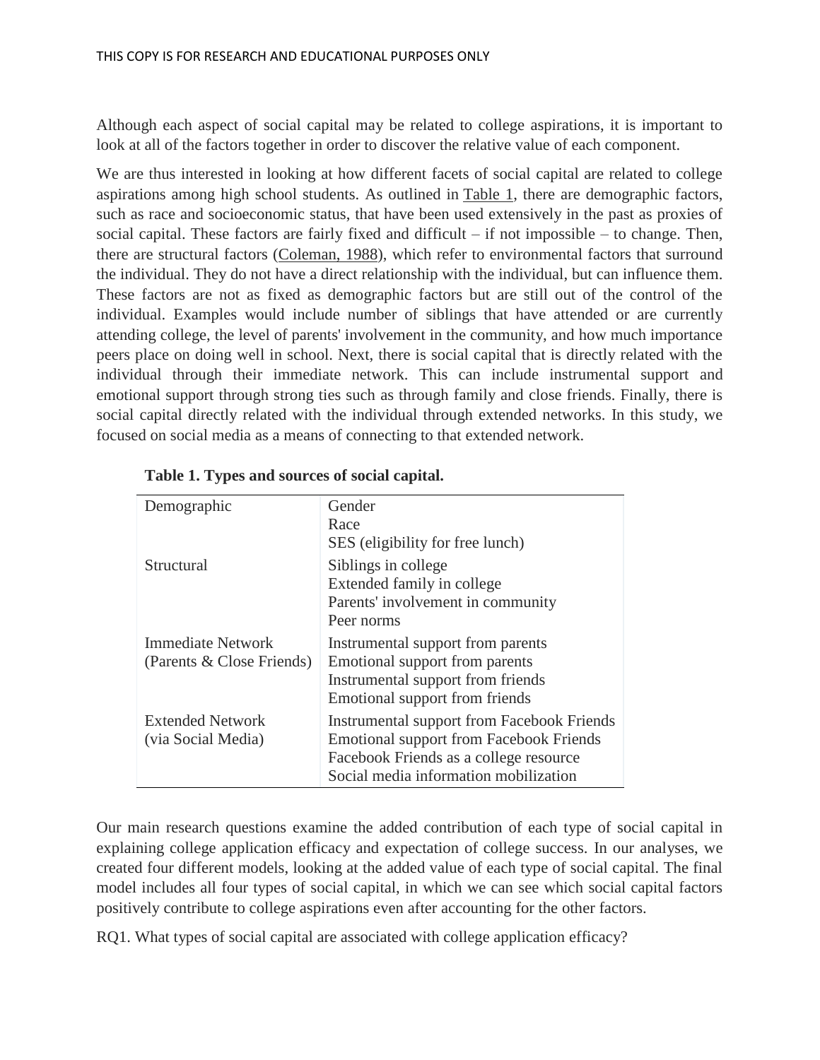Although each aspect of social capital may be related to college aspirations, it is important to look at all of the factors together in order to discover the relative value of each component.

We are thus interested in looking at how different facets of social capital are related to college aspirations among high school students. As outlined in Table 1, there are demographic factors, such as race and socioeconomic status, that have been used extensively in the past as proxies of social capital. These factors are fairly fixed and difficult – if not impossible – to change. Then, there are structural factors (Coleman, 1988), which refer to environmental factors that surround the individual. They do not have a direct relationship with the individual, but can influence them. These factors are not as fixed as demographic factors but are still out of the control of the individual. Examples would include number of siblings that have attended or are currently attending college, the level of parents' involvement in the community, and how much importance peers place on doing well in school. Next, there is social capital that is directly related with the individual through their immediate network. This can include instrumental support and emotional support through strong ties such as through family and close friends. Finally, there is social capital directly related with the individual through extended networks. In this study, we focused on social media as a means of connecting to that extended network.

**Table 1. Types and sources of social capital.**

| | |
|---|---|
| Demographic | Gender<br>Race<br>SES (eligibility for free lunch) |
| Structural | Siblings in college<br>Extended family in college<br>Parents' involvement in community<br>Peer norms |
| Immediate Network (Parents & Close Friends) | Instrumental support from parents<br>Emotional support from parents<br>Instrumental support from friends<br>Emotional support from friends |
| Extended Network (via Social Media) | Instrumental support from Facebook Friends<br>Emotional support from Facebook Friends<br>Facebook Friends as a college resource<br>Social media information mobilization |

Our main research questions examine the added contribution of each type of social capital in explaining college application efficacy and expectation of college success. In our analyses, we created four different models, looking at the added value of each type of social capital. The final model includes all four types of social capital, in which we can see which social capital factors positively contribute to college aspirations even after accounting for the other factors.

RQ1. What types of social capital are associated with college application efficacy?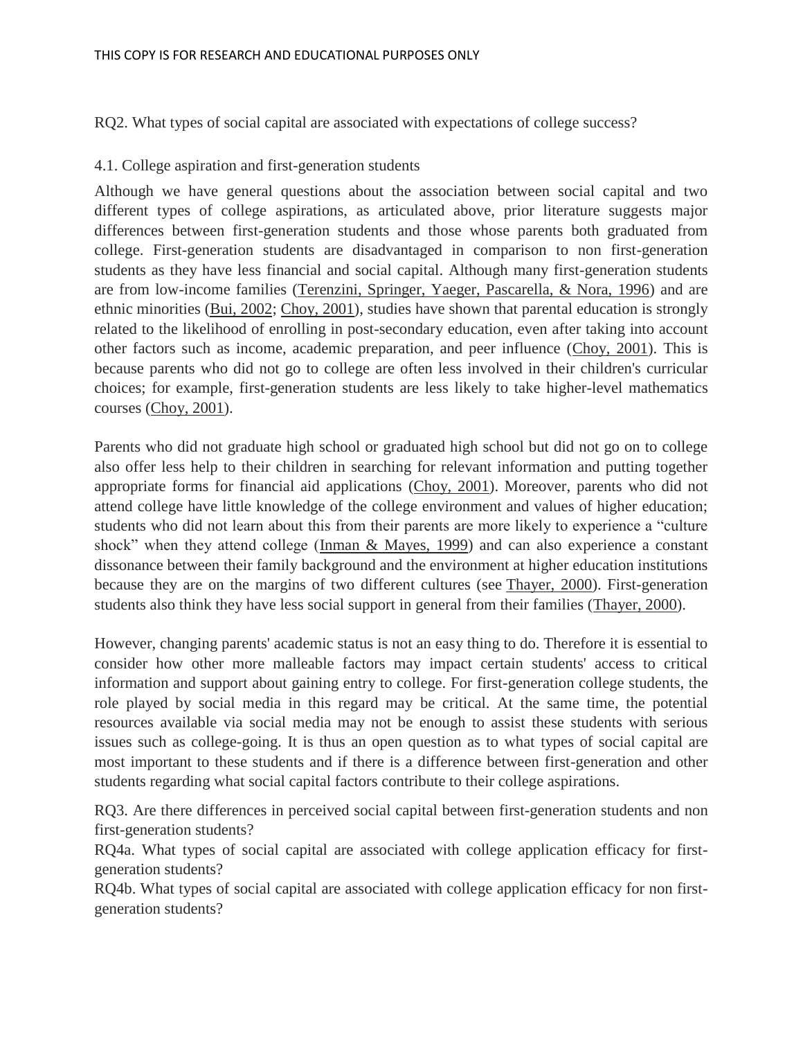RQ2. What types of social capital are associated with expectations of college success?

### 4.1. College aspiration and first-generation students

Although we have general questions about the association between social capital and two different types of college aspirations, as articulated above, prior literature suggests major differences between first-generation students and those whose parents both graduated from college. First-generation students are disadvantaged in comparison to non first-generation students as they have less financial and social capital. Although many first-generation students are from low-income families (Terenzini, Springer, Yaeger, Pascarella, & Nora, 1996) and are ethnic minorities (Bui, 2002; Choy, 2001), studies have shown that parental education is strongly related to the likelihood of enrolling in post-secondary education, even after taking into account other factors such as income, academic preparation, and peer influence (Choy, 2001). This is because parents who did not go to college are often less involved in their children's curricular choices; for example, first-generation students are less likely to take higher-level mathematics courses (Choy, 2001).

Parents who did not graduate high school or graduated high school but did not go on to college also offer less help to their children in searching for relevant information and putting together appropriate forms for financial aid applications (Choy, 2001). Moreover, parents who did not attend college have little knowledge of the college environment and values of higher education; students who did not learn about this from their parents are more likely to experience a "culture shock" when they attend college (Inman & Mayes, 1999) and can also experience a constant dissonance between their family background and the environment at higher education institutions because they are on the margins of two different cultures (see Thayer, 2000). First-generation students also think they have less social support in general from their families (Thayer, 2000).

However, changing parents' academic status is not an easy thing to do. Therefore it is essential to consider how other more malleable factors may impact certain students' access to critical information and support about gaining entry to college. For first-generation college students, the role played by social media in this regard may be critical. At the same time, the potential resources available via social media may not be enough to assist these students with serious issues such as college-going. It is thus an open question as to what types of social capital are most important to these students and if there is a difference between first-generation and other students regarding what social capital factors contribute to their college aspirations.

RQ3. Are there differences in perceived social capital between first-generation students and non first-generation students?

RQ4a. What types of social capital are associated with college application efficacy for first-generation students?

RQ4b. What types of social capital are associated with college application efficacy for non first-generation students?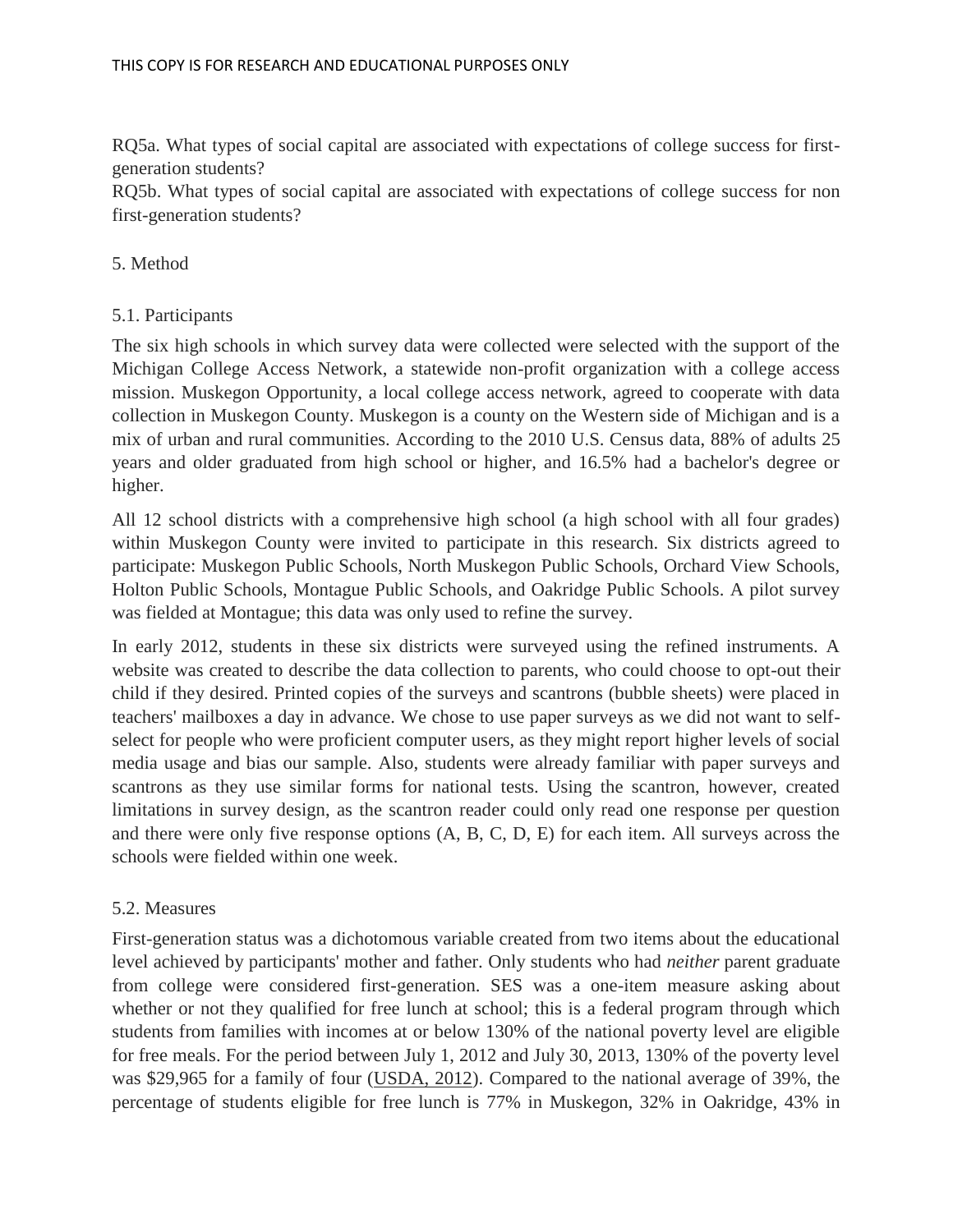RQ5a. What types of social capital are associated with expectations of college success for first-generation students?

RQ5b. What types of social capital are associated with expectations of college success for non first-generation students?

## 5. Method

### 5.1. Participants

The six high schools in which survey data were collected were selected with the support of the Michigan College Access Network, a statewide non-profit organization with a college access mission. Muskegon Opportunity, a local college access network, agreed to cooperate with data collection in Muskegon County. Muskegon is a county on the Western side of Michigan and is a mix of urban and rural communities. According to the 2010 U.S. Census data, 88% of adults 25 years and older graduated from high school or higher, and 16.5% had a bachelor's degree or higher.

All 12 school districts with a comprehensive high school (a high school with all four grades) within Muskegon County were invited to participate in this research. Six districts agreed to participate: Muskegon Public Schools, North Muskegon Public Schools, Orchard View Schools, Holton Public Schools, Montague Public Schools, and Oakridge Public Schools. A pilot survey was fielded at Montague; this data was only used to refine the survey.

In early 2012, students in these six districts were surveyed using the refined instruments. A website was created to describe the data collection to parents, who could choose to opt-out their child if they desired. Printed copies of the surveys and scantrons (bubble sheets) were placed in teachers' mailboxes a day in advance. We chose to use paper surveys as we did not want to self-select for people who were proficient computer users, as they might report higher levels of social media usage and bias our sample. Also, students were already familiar with paper surveys and scantrons as they use similar forms for national tests. Using the scantron, however, created limitations in survey design, as the scantron reader could only read one response per question and there were only five response options (A, B, C, D, E) for each item. All surveys across the schools were fielded within one week.

### 5.2. Measures

First-generation status was a dichotomous variable created from two items about the educational level achieved by participants' mother and father. Only students who had *neither* parent graduate from college were considered first-generation. SES was a one-item measure asking about whether or not they qualified for free lunch at school; this is a federal program through which students from families with incomes at or below 130% of the national poverty level are eligible for free meals. For the period between July 1, 2012 and July 30, 2013, 130% of the poverty level was $29,965 for a family of four (USDA, 2012). Compared to the national average of 39%, the percentage of students eligible for free lunch is 77% in Muskegon, 32% in Oakridge, 43% in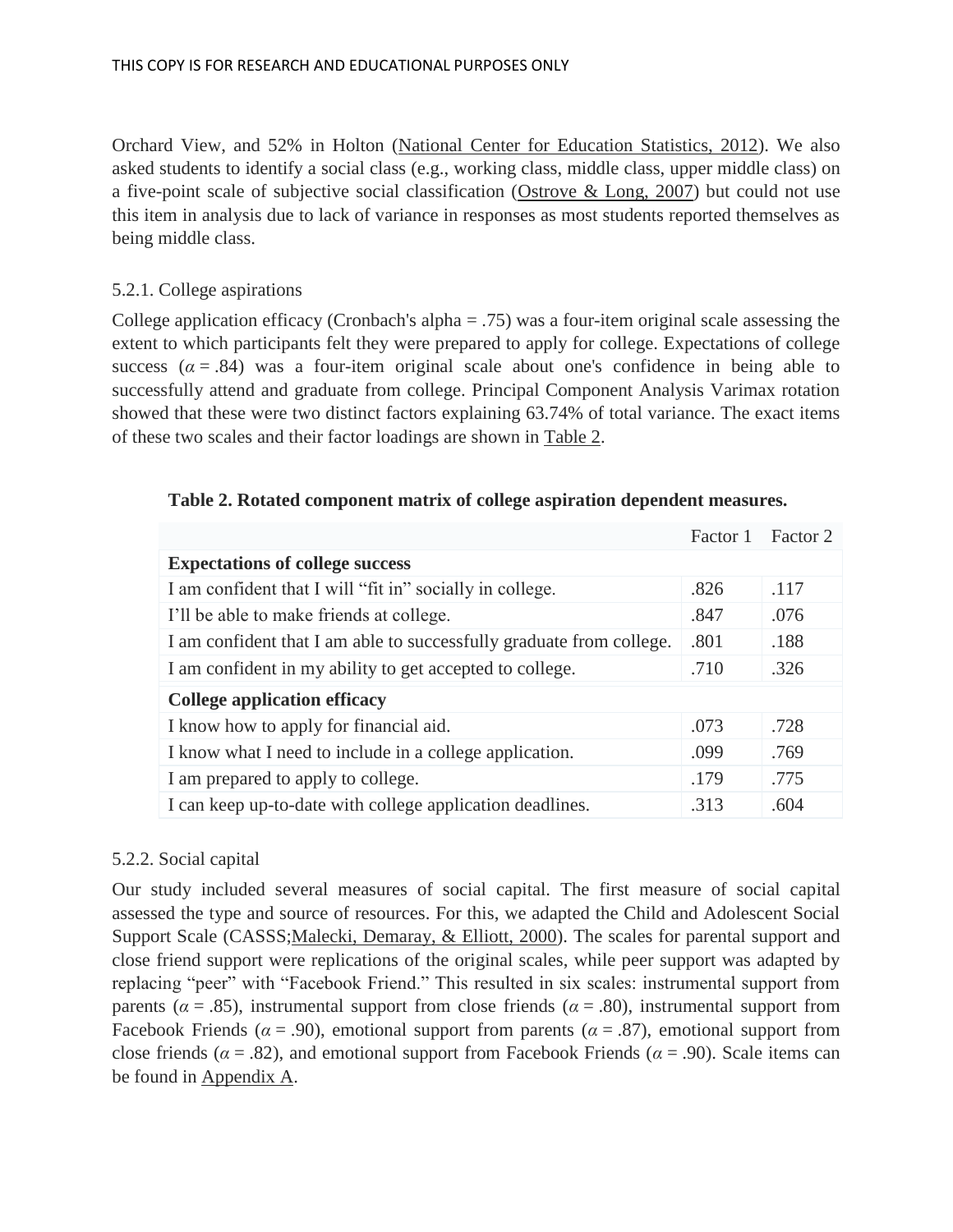Orchard View, and 52% in Holton (National Center for Education Statistics, 2012). We also asked students to identify a social class (e.g., working class, middle class, upper middle class) on a five-point scale of subjective social classification (Ostrove & Long, 2007) but could not use this item in analysis due to lack of variance in responses as most students reported themselves as being middle class.

### 5.2.1. College aspirations

College application efficacy (Cronbach's alpha = .75) was a four-item original scale assessing the extent to which participants felt they were prepared to apply for college. Expectations of college success ($\alpha = .84$) was a four-item original scale about one's confidence in being able to successfully attend and graduate from college. Principal Component Analysis Varimax rotation showed that these were two distinct factors explaining 63.74% of total variance. The exact items of these two scales and their factor loadings are shown in Table 2.

**Table 2. Rotated component matrix of college aspiration dependent measures.**

| | Factor 1 | Factor 2 |
|---|---|---|
| **Expectations of college success** | | |
| I am confident that I will "fit in" socially in college. | .826 | .117 |
| I'll be able to make friends at college. | .847 | .076 |
| I am confident that I am able to successfully graduate from college. | .801 | .188 |
| I am confident in my ability to get accepted to college. | .710 | .326 |
| **College application efficacy** | | |
| I know how to apply for financial aid. | .073 | .728 |
| I know what I need to include in a college application. | .099 | .769 |
| I am prepared to apply to college. | .179 | .775 |
| I can keep up-to-date with college application deadlines. | .313 | .604 |

### 5.2.2. Social capital

Our study included several measures of social capital. The first measure of social capital assessed the type and source of resources. For this, we adapted the Child and Adolescent Social Support Scale (CASSS;Malecki, Demaray, & Elliott, 2000). The scales for parental support and close friend support were replications of the original scales, while peer support was adapted by replacing "peer" with "Facebook Friend." This resulted in six scales: instrumental support from parents ($\alpha = .85$), instrumental support from close friends ($\alpha = .80$), instrumental support from Facebook Friends ($\alpha = .90$), emotional support from parents ($\alpha = .87$), emotional support from close friends ($\alpha = .82$), and emotional support from Facebook Friends ($\alpha = .90$). Scale items can be found in Appendix A.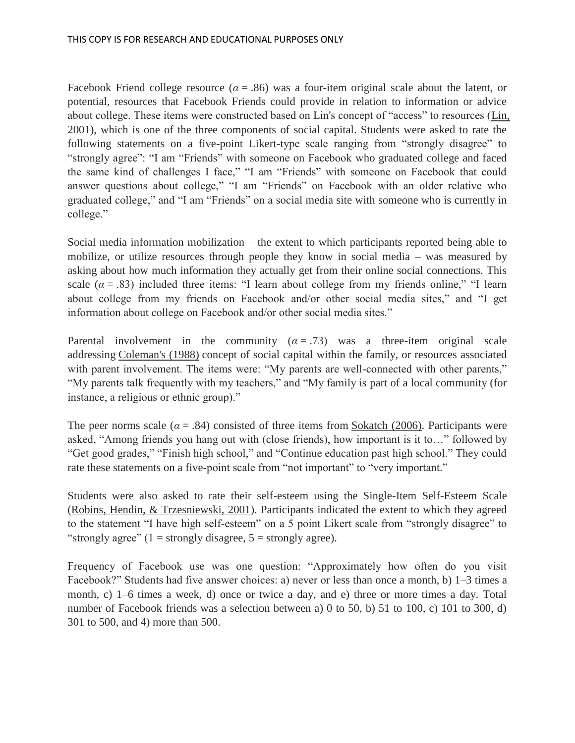Facebook Friend college resource ($\alpha = .86$) was a four-item original scale about the latent, or potential, resources that Facebook Friends could provide in relation to information or advice about college. These items were constructed based on Lin's concept of "access" to resources (Lin, 2001), which is one of the three components of social capital. Students were asked to rate the following statements on a five-point Likert-type scale ranging from "strongly disagree" to "strongly agree": "I am "Friends" with someone on Facebook who graduated college and faced the same kind of challenges I face," "I am "Friends" with someone on Facebook that could answer questions about college," "I am "Friends" on Facebook with an older relative who graduated college," and "I am "Friends" on a social media site with someone who is currently in college."

Social media information mobilization – the extent to which participants reported being able to mobilize, or utilize resources through people they know in social media – was measured by asking about how much information they actually get from their online social connections. This scale ($\alpha = .83$) included three items: "I learn about college from my friends online," "I learn about college from my friends on Facebook and/or other social media sites," and "I get information about college on Facebook and/or other social media sites."

Parental involvement in the community ($\alpha = .73$) was a three-item original scale addressing Coleman's (1988) concept of social capital within the family, or resources associated with parent involvement. The items were: "My parents are well-connected with other parents," "My parents talk frequently with my teachers," and "My family is part of a local community (for instance, a religious or ethnic group)."

The peer norms scale ($\alpha = .84$) consisted of three items from Sokatch (2006). Participants were asked, "Among friends you hang out with (close friends), how important is it to…" followed by "Get good grades," "Finish high school," and "Continue education past high school." They could rate these statements on a five-point scale from "not important" to "very important."

Students were also asked to rate their self-esteem using the Single-Item Self-Esteem Scale (Robins, Hendin, & Trzesniewski, 2001). Participants indicated the extent to which they agreed to the statement "I have high self-esteem" on a 5 point Likert scale from "strongly disagree" to "strongly agree" (1 = strongly disagree, 5 = strongly agree).

Frequency of Facebook use was one question: "Approximately how often do you visit Facebook?" Students had five answer choices: a) never or less than once a month, b) 1–3 times a month, c) 1–6 times a week, d) once or twice a day, and e) three or more times a day. Total number of Facebook friends was a selection between a) 0 to 50, b) 51 to 100, c) 101 to 300, d) 301 to 500, and 4) more than 500.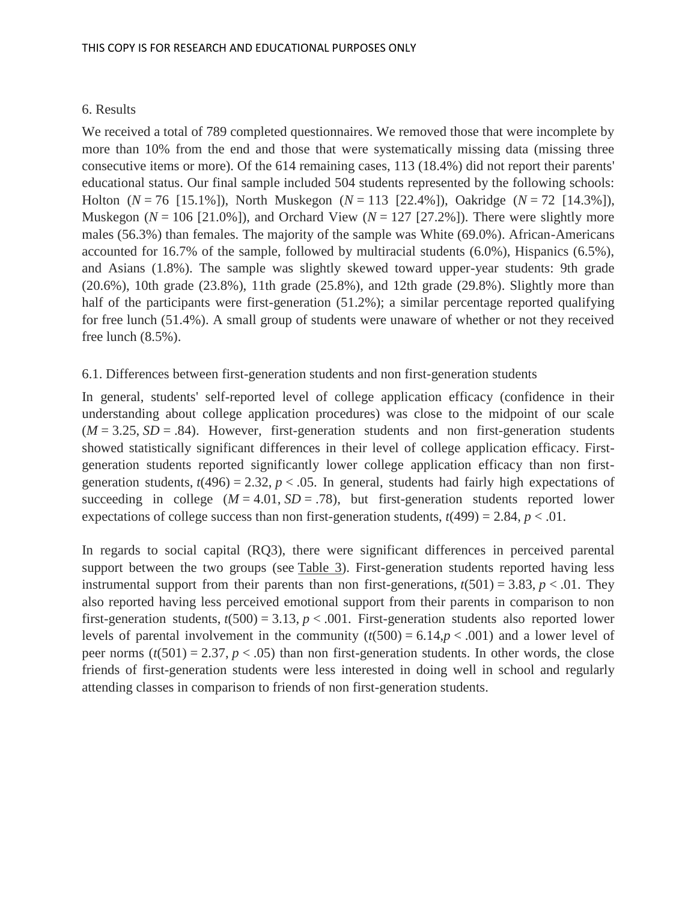## 6. Results

We received a total of 789 completed questionnaires. We removed those that were incomplete by more than 10% from the end and those that were systematically missing data (missing three consecutive items or more). Of the 614 remaining cases, 113 (18.4%) did not report their parents' educational status. Our final sample included 504 students represented by the following schools: Holton ($N = 76$ [15.1%]), North Muskegon ($N = 113$ [22.4%]), Oakridge ($N = 72$ [14.3%]), Muskegon ($N = 106$ [21.0%]), and Orchard View ($N = 127$ [27.2%]). There were slightly more males (56.3%) than females. The majority of the sample was White (69.0%). African-Americans accounted for 16.7% of the sample, followed by multiracial students (6.0%), Hispanics (6.5%), and Asians (1.8%). The sample was slightly skewed toward upper-year students: 9th grade (20.6%), 10th grade (23.8%), 11th grade (25.8%), and 12th grade (29.8%). Slightly more than half of the participants were first-generation (51.2%); a similar percentage reported qualifying for free lunch (51.4%). A small group of students were unaware of whether or not they received free lunch (8.5%).

### 6.1. Differences between first-generation students and non first-generation students

In general, students' self-reported level of college application efficacy (confidence in their understanding about college application procedures) was close to the midpoint of our scale ($M = 3.25$, $SD = .84$). However, first-generation students and non first-generation students showed statistically significant differences in their level of college application efficacy. First-generation students reported significantly lower college application efficacy than non first-generation students, $t(496) = 2.32$, $p < .05$. In general, students had fairly high expectations of succeeding in college ($M = 4.01$, $SD = .78$), but first-generation students reported lower expectations of college success than non first-generation students, $t(499) = 2.84$, $p < .01$.

In regards to social capital (RQ3), there were significant differences in perceived parental support between the two groups (see Table 3). First-generation students reported having less instrumental support from their parents than non first-generations, $t(501) = 3.83$, $p < .01$. They also reported having less perceived emotional support from their parents in comparison to non first-generation students, $t(500) = 3.13$, $p < .001$. First-generation students also reported lower levels of parental involvement in the community ($t(500) = 6.14$, $p < .001$) and a lower level of peer norms ($t(501) = 2.37$, $p < .05$) than non first-generation students. In other words, the close friends of first-generation students were less interested in doing well in school and regularly attending classes in comparison to friends of non first-generation students.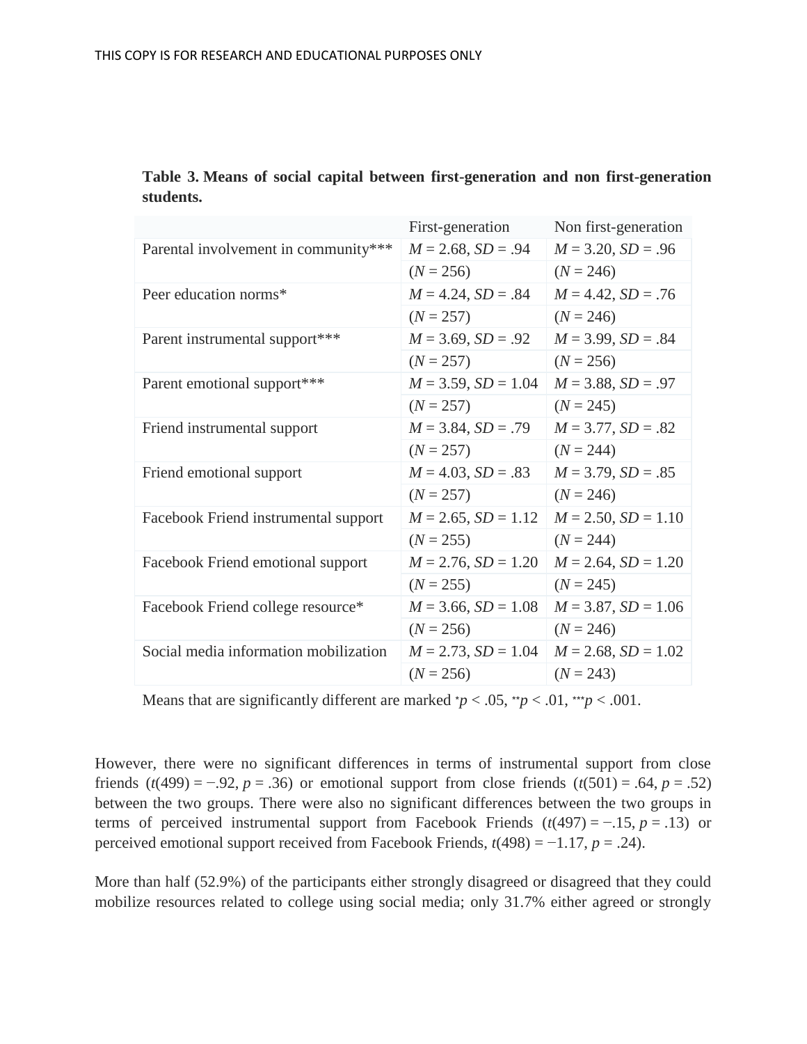**Table 3. Means of social capital between first-generation and non first-generation students.**

| | First-generation | Non first-generation |
|---|---|---|
| Parental involvement in community*** | *M* = 2.68, *SD* = .94 | *M* = 3.20, *SD* = .96 |
| | (*N* = 256) | (*N* = 246) |
| Peer education norms* | *M* = 4.24, *SD* = .84 | *M* = 4.42, *SD* = .76 |
| | (*N* = 257) | (*N* = 246) |
| Parent instrumental support*** | *M* = 3.69, *SD* = .92 | *M* = 3.99, *SD* = .84 |
| | (*N* = 257) | (*N* = 256) |
| Parent emotional support*** | *M* = 3.59, *SD* = 1.04 | *M* = 3.88, *SD* = .97 |
| | (*N* = 257) | (*N* = 245) |
| Friend instrumental support | *M* = 3.84, *SD* = .79 | *M* = 3.77, *SD* = .82 |
| | (*N* = 257) | (*N* = 244) |
| Friend emotional support | *M* = 4.03, *SD* = .83 | *M* = 3.79, *SD* = .85 |
| | (*N* = 257) | (*N* = 246) |
| Facebook Friend instrumental support | *M* = 2.65, *SD* = 1.12 | *M* = 2.50, *SD* = 1.10 |
| | (*N* = 255) | (*N* = 244) |
| Facebook Friend emotional support | *M* = 2.76, *SD* = 1.20 | *M* = 2.64, *SD* = 1.20 |
| | (*N* = 255) | (*N* = 245) |
| Facebook Friend college resource* | *M* = 3.66, *SD* = 1.08 | *M* = 3.87, *SD* = 1.06 |
| | (*N* = 256) | (*N* = 246) |
| Social media information mobilization | *M* = 2.73, *SD* = 1.04 | *M* = 2.68, *SD* = 1.02 |
| | (*N* = 256) | (*N* = 243) |

Means that are significantly different are marked \*$p < .05$, \*\*$p < .01$, \*\*\*$p < .001$.

However, there were no significant differences in terms of instrumental support from close friends ($t(499) = -.92$, $p = .36$) or emotional support from close friends ($t(501) = .64$, $p = .52$) between the two groups. There were also no significant differences between the two groups in terms of perceived instrumental support from Facebook Friends ($t(497) = -.15$, $p = .13$) or perceived emotional support received from Facebook Friends, $t(498) = -1.17$, $p = .24$).

More than half (52.9%) of the participants either strongly disagreed or disagreed that they could mobilize resources related to college using social media; only 31.7% either agreed or strongly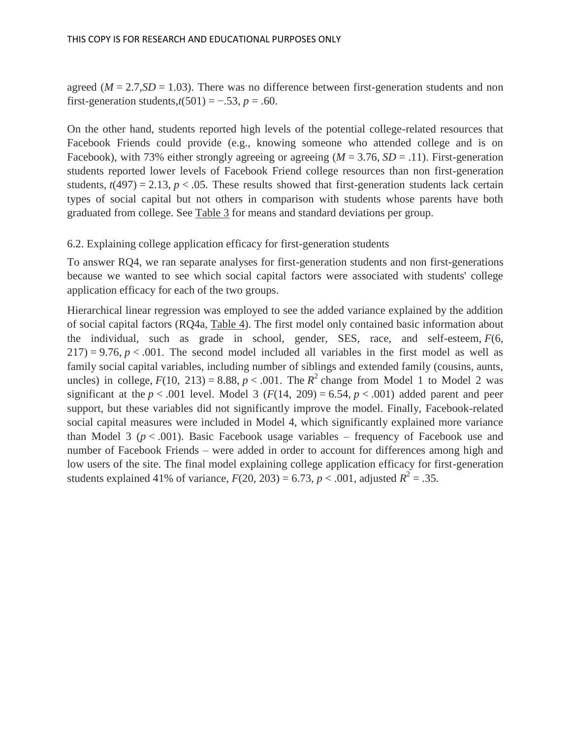agreed ($M = 2.7, SD = 1.03$). There was no difference between first-generation students and non first-generation students, $t(501) = -.53$, $p = .60$.

On the other hand, students reported high levels of the potential college-related resources that Facebook Friends could provide (e.g., knowing someone who attended college and is on Facebook), with 73% either strongly agreeing or agreeing ($M = 3.76$, $SD = .11$). First-generation students reported lower levels of Facebook Friend college resources than non first-generation students, $t(497) = 2.13$, $p < .05$. These results showed that first-generation students lack certain types of social capital but not others in comparison with students whose parents have both graduated from college. See Table 3 for means and standard deviations per group.

### 6.2. Explaining college application efficacy for first-generation students

To answer RQ4, we ran separate analyses for first-generation students and non first-generations because we wanted to see which social capital factors were associated with students' college application efficacy for each of the two groups.

Hierarchical linear regression was employed to see the added variance explained by the addition of social capital factors (RQ4a, Table 4). The first model only contained basic information about the individual, such as grade in school, gender, SES, race, and self-esteem, $F(6, 217) = 9.76$, $p < .001$. The second model included all variables in the first model as well as family social capital variables, including number of siblings and extended family (cousins, aunts, uncles) in college, $F(10, 213) = 8.88$, $p < .001$. The $R^2$ change from Model 1 to Model 2 was significant at the $p < .001$ level. Model 3 ($F(14, 209) = 6.54$, $p < .001$) added parent and peer support, but these variables did not significantly improve the model. Finally, Facebook-related social capital measures were included in Model 4, which significantly explained more variance than Model 3 ($p < .001$). Basic Facebook usage variables – frequency of Facebook use and number of Facebook Friends – were added in order to account for differences among high and low users of the site. The final model explaining college application efficacy for first-generation students explained 41% of variance, $F(20, 203) = 6.73$, $p < .001$, adjusted $R^2 = .35$.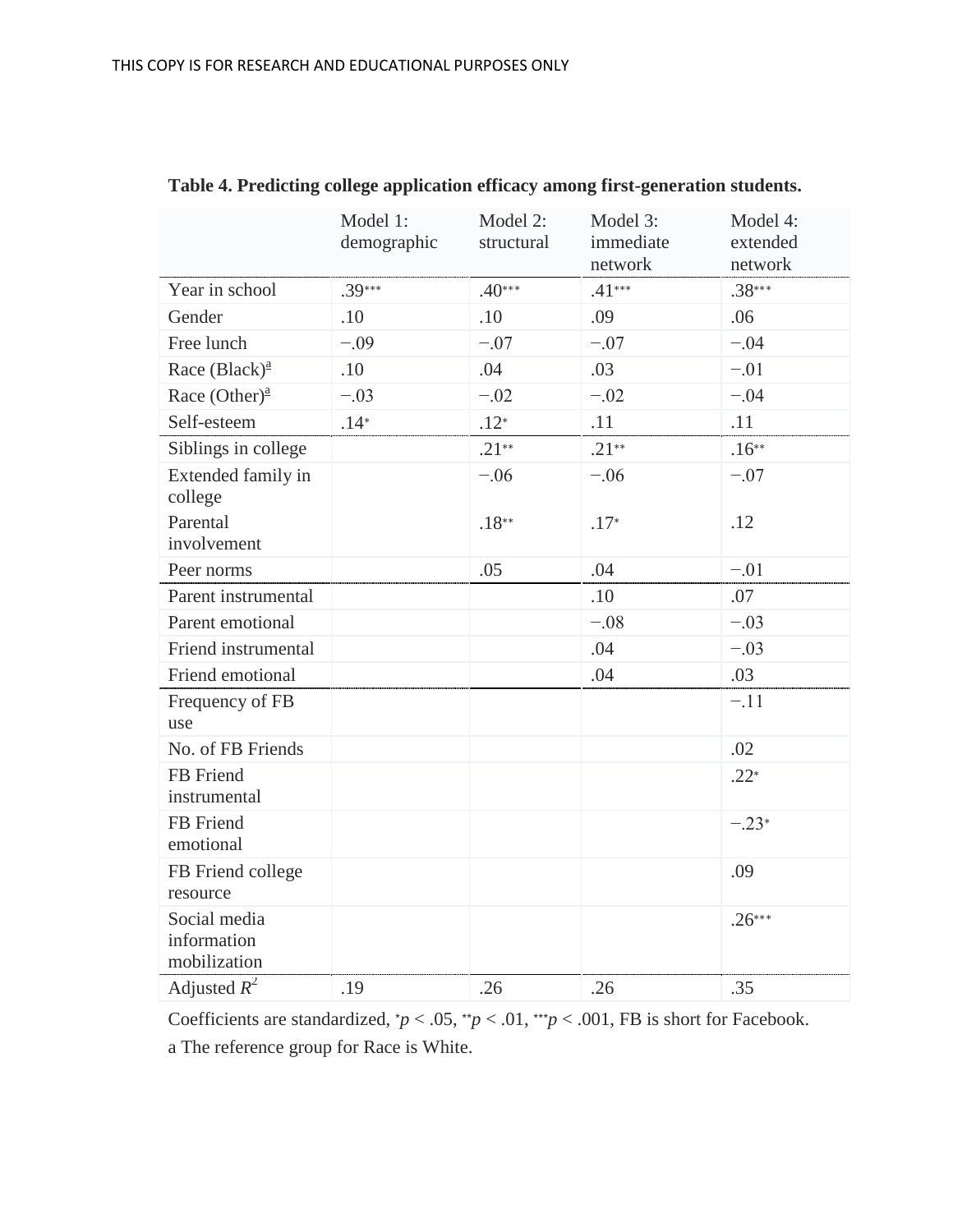**Table 4. Predicting college application efficacy among first-generation students.**

| | Model 1: demographic | Model 2: structural | Model 3: immediate network | Model 4: extended network |
|---|---|---|---|---|
| Year in school | .39*** | .40*** | .41*** | .38*** |
| Gender | .10 | .10 | .09 | .06 |
| Free lunch | −.09 | −.07 | −.07 | −.04 |
| Race (Black)[a] | .10 | .04 | .03 | −.01 |
| Race (Other)[a] | −.03 | −.02 | −.02 | −.04 |
| Self-esteem | .14* | .12* | .11 | .11 |
| Siblings in college | | .21** | .21** | .16** |
| Extended family in college | | −.06 | −.06 | −.07 |
| Parental involvement | | .18** | .17* | .12 |
| Peer norms | | .05 | .04 | −.01 |
| Parent instrumental | | | .10 | .07 |
| Parent emotional | | | −.08 | −.03 |
| Friend instrumental | | | .04 | −.03 |
| Friend emotional | | | .04 | .03 |
| Frequency of FB use | | | | −.11 |
| No. of FB Friends | | | | .02 |
| FB Friend instrumental | | | | .22* |
| FB Friend emotional | | | | −.23* |
| FB Friend college resource | | | | .09 |
| Social media information mobilization | | | | .26*** |
| Adjusted $R^2$ | .19 | .26 | .26 | .35 |

Coefficients are standardized, *$p < .05$, **$p < .01$, ***$p < .001$, FB is short for Facebook.

a The reference group for Race is White.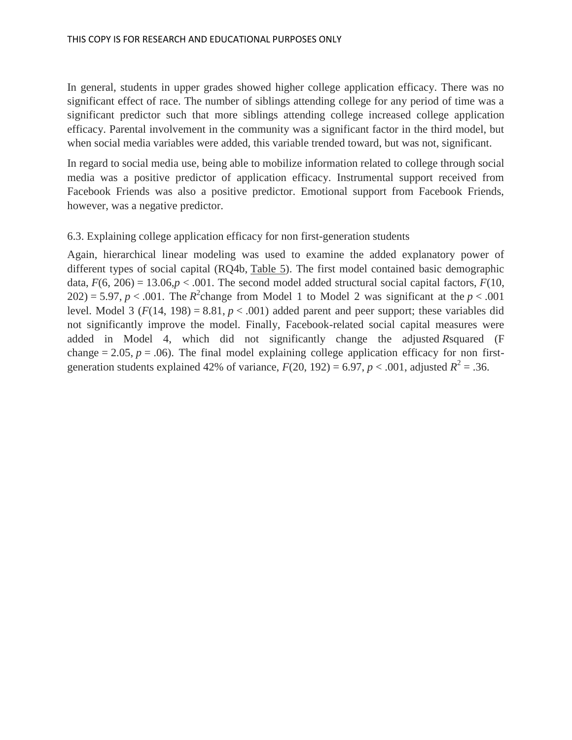In general, students in upper grades showed higher college application efficacy. There was no significant effect of race. The number of siblings attending college for any period of time was a significant predictor such that more siblings attending college increased college application efficacy. Parental involvement in the community was a significant factor in the third model, but when social media variables were added, this variable trended toward, but was not, significant.

In regard to social media use, being able to mobilize information related to college through social media was a positive predictor of application efficacy. Instrumental support received from Facebook Friends was also a positive predictor. Emotional support from Facebook Friends, however, was a negative predictor.

### 6.3. Explaining college application efficacy for non first-generation students

Again, hierarchical linear modeling was used to examine the added explanatory power of different types of social capital (RQ4b, Table 5). The first model contained basic demographic data, $F(6, 206) = 13.06$, $p < .001$. The second model added structural social capital factors, $F(10, 202) = 5.97$, $p < .001$. The $R^2$ change from Model 1 to Model 2 was significant at the $p < .001$ level. Model 3 ($F(14, 198) = 8.81$, $p < .001$) added parent and peer support; these variables did not significantly improve the model. Finally, Facebook-related social capital measures were added in Model 4, which did not significantly change the adjusted $R$ squared (F change = 2.05, $p = .06$). The final model explaining college application efficacy for non first-generation students explained 42% of variance, $F(20, 192) = 6.97$, $p < .001$, adjusted $R^2 = .36$.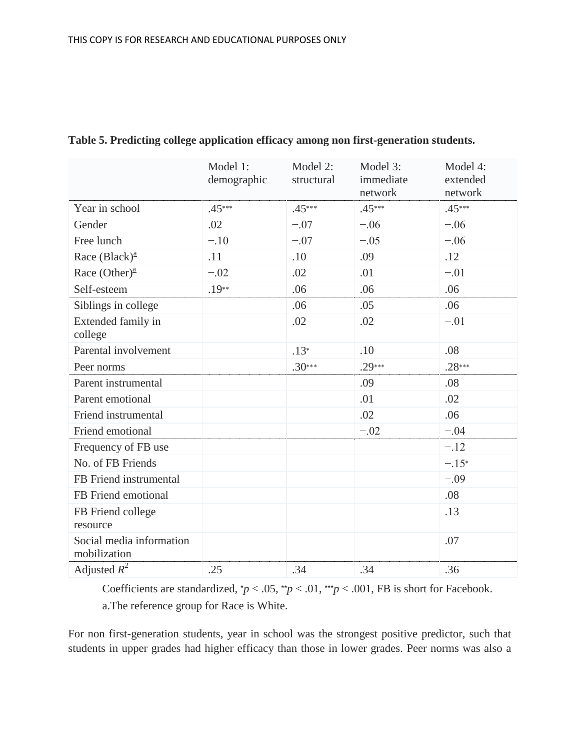**Table 5. Predicting college application efficacy among non first-generation students.**

| | Model 1: demographic | Model 2: structural | Model 3: immediate network | Model 4: extended network |
|---|---|---|---|---|
| Year in school | .45*** | .45*** | .45*** | .45*** |
| Gender | .02 | −.07 | −.06 | −.06 |
| Free lunch | −.10 | −.07 | −.05 | −.06 |
| Race (Black)[a] | .11 | .10 | .09 | .12 |
| Race (Other)[a] | −.02 | .02 | .01 | −.01 |
| Self-esteem | .19** | .06 | .06 | .06 |
| Siblings in college | | .06 | .05 | .06 |
| Extended family in college | | .02 | .02 | −.01 |
| Parental involvement | | .13* | .10 | .08 |
| Peer norms | | .30*** | .29*** | .28*** |
| Parent instrumental | | | .09 | .08 |
| Parent emotional | | | .01 | .02 |
| Friend instrumental | | | .02 | .06 |
| Friend emotional | | | −.02 | −.04 |
| Frequency of FB use | | | | −.12 |
| No. of FB Friends | | | | −.15* |
| FB Friend instrumental | | | | −.09 |
| FB Friend emotional | | | | .08 |
| FB Friend college resource | | | | .13 |
| Social media information mobilization | | | | .07 |
| Adjusted $R^2$ | .25 | .34 | .34 | .36 |

Coefficients are standardized, \*$p < .05$, \*\*$p < .01$, \*\*\*$p < .001$, FB is short for Facebook.

a.The reference group for Race is White.

For non first-generation students, year in school was the strongest positive predictor, such that students in upper grades had higher efficacy than those in lower grades. Peer norms was also a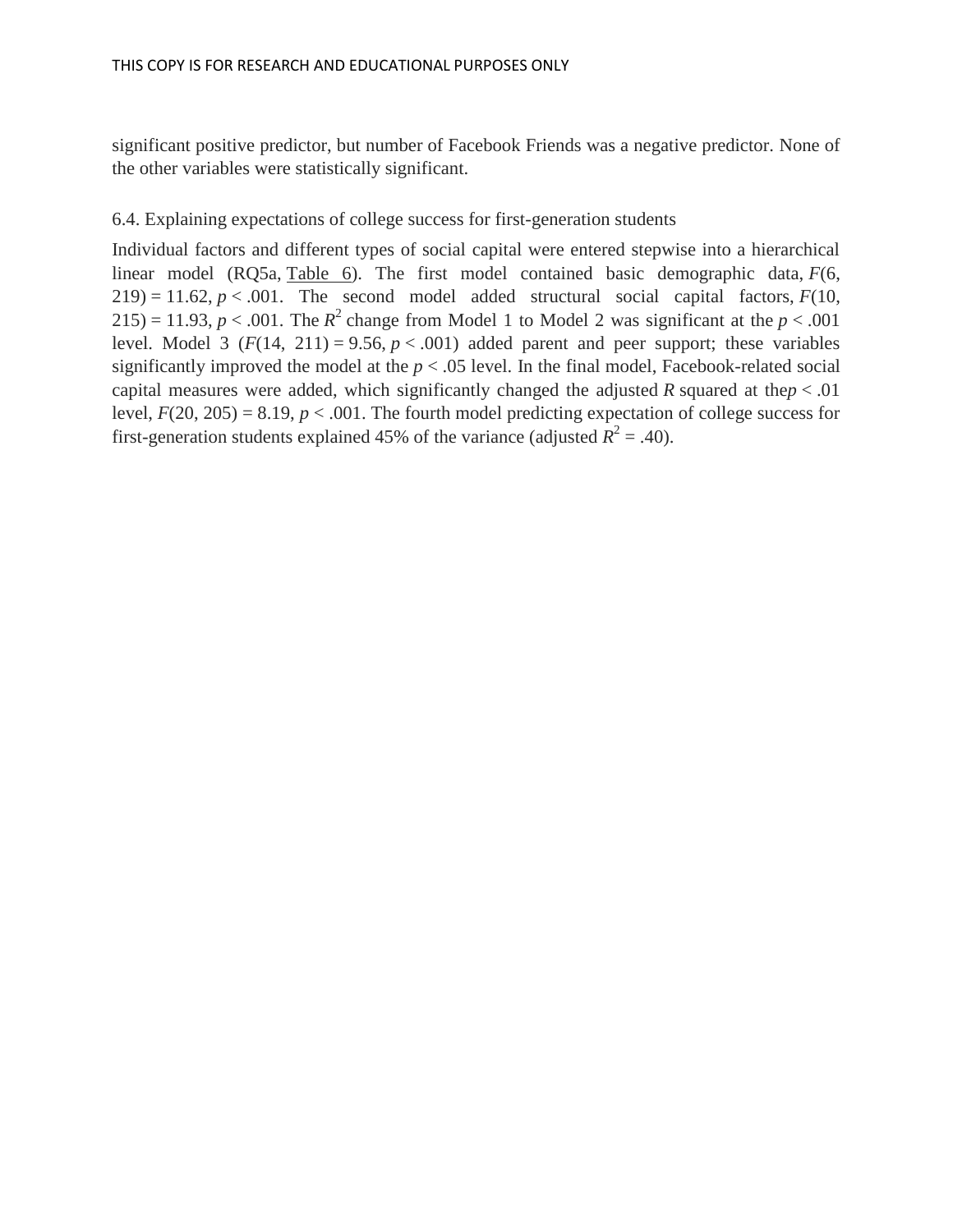significant positive predictor, but number of Facebook Friends was a negative predictor. None of the other variables were statistically significant.

### 6.4. Explaining expectations of college success for first-generation students

Individual factors and different types of social capital were entered stepwise into a hierarchical linear model (RQ5a, Table 6). The first model contained basic demographic data, $F(6, 219) = 11.62$, $p < .001$. The second model added structural social capital factors, $F(10, 215) = 11.93$, $p < .001$. The $R^2$ change from Model 1 to Model 2 was significant at the $p < .001$ level. Model 3 ($F(14, 211) = 9.56$, $p < .001$) added parent and peer support; these variables significantly improved the model at the $p < .05$ level. In the final model, Facebook-related social capital measures were added, which significantly changed the adjusted *R* squared at the$p < .01$ level, $F(20, 205) = 8.19$, $p < .001$. The fourth model predicting expectation of college success for first-generation students explained 45% of the variance (adjusted $R^2 = .40$).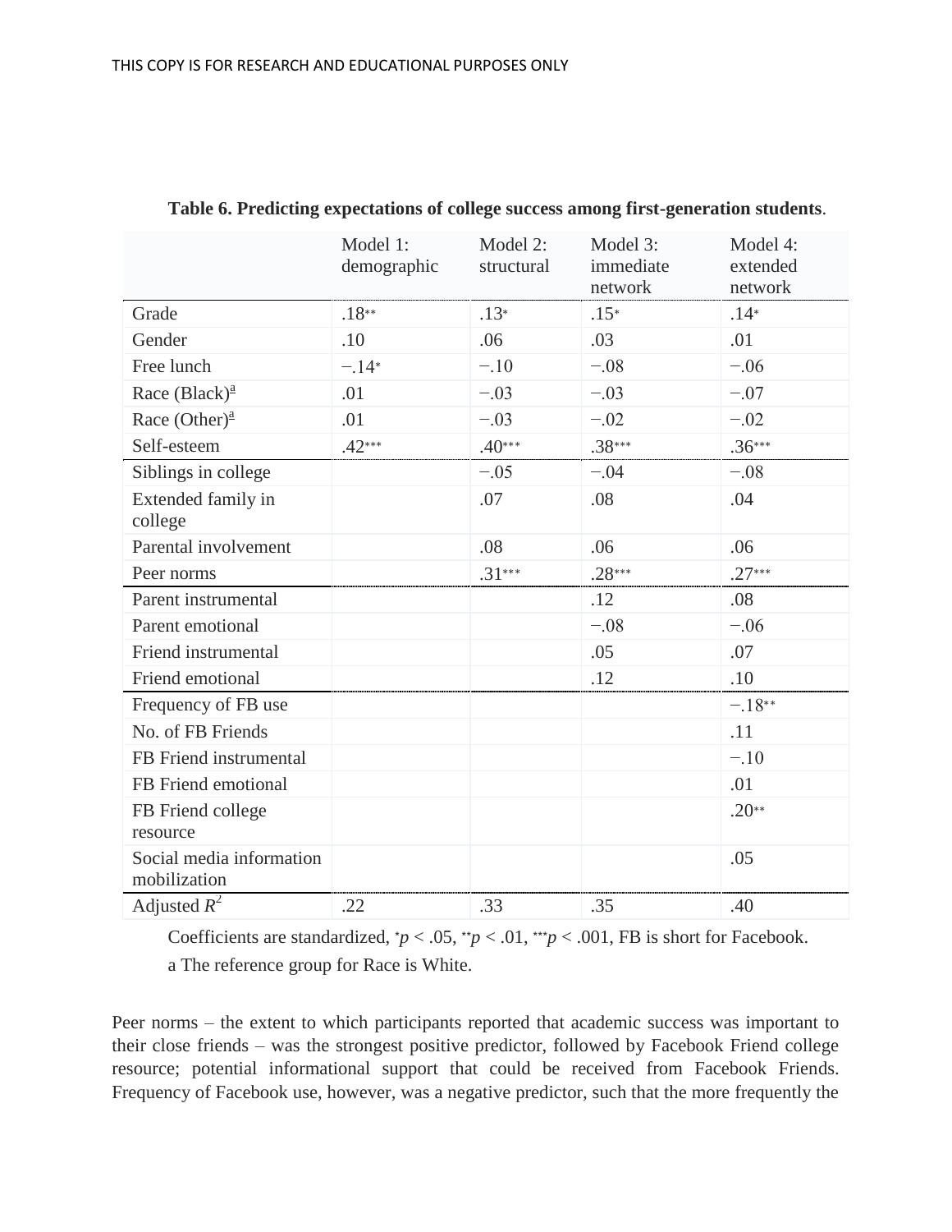**Table 6. Predicting expectations of college success among first-generation students**.

| | Model 1: demographic | Model 2: structural | Model 3: immediate network | Model 4: extended network |
|---|---|---|---|---|
| Grade | .18** | .13* | .15* | .14* |
| Gender | .10 | .06 | .03 | .01 |
| Free lunch | −.14* | −.10 | −.08 | −.06 |
| Race (Black)[a] | .01 | −.03 | −.03 | −.07 |
| Race (Other)[a] | .01 | −.03 | −.02 | −.02 |
| Self-esteem | .42*** | .40*** | .38*** | .36*** |
| Siblings in college | | −.05 | −.04 | −.08 |
| Extended family in college | | .07 | .08 | .04 |
| Parental involvement | | .08 | .06 | .06 |
| Peer norms | | .31*** | .28*** | .27*** |
| Parent instrumental | | | .12 | .08 |
| Parent emotional | | | −.08 | −.06 |
| Friend instrumental | | | .05 | .07 |
| Friend emotional | | | .12 | .10 |
| Frequency of FB use | | | | −.18** |
| No. of FB Friends | | | | .11 |
| FB Friend instrumental | | | | −.10 |
| FB Friend emotional | | | | .01 |
| FB Friend college resource | | | | .20** |
| Social media information mobilization | | | | .05 |
| Adjusted $R^2$ | .22 | .33 | .35 | .40 |

Coefficients are standardized, *$p < .05$, **$p < .01$, ***$p < .001$, FB is short for Facebook.

a The reference group for Race is White.

Peer norms – the extent to which participants reported that academic success was important to their close friends – was the strongest positive predictor, followed by Facebook Friend college resource; potential informational support that could be received from Facebook Friends. Frequency of Facebook use, however, was a negative predictor, such that the more frequently the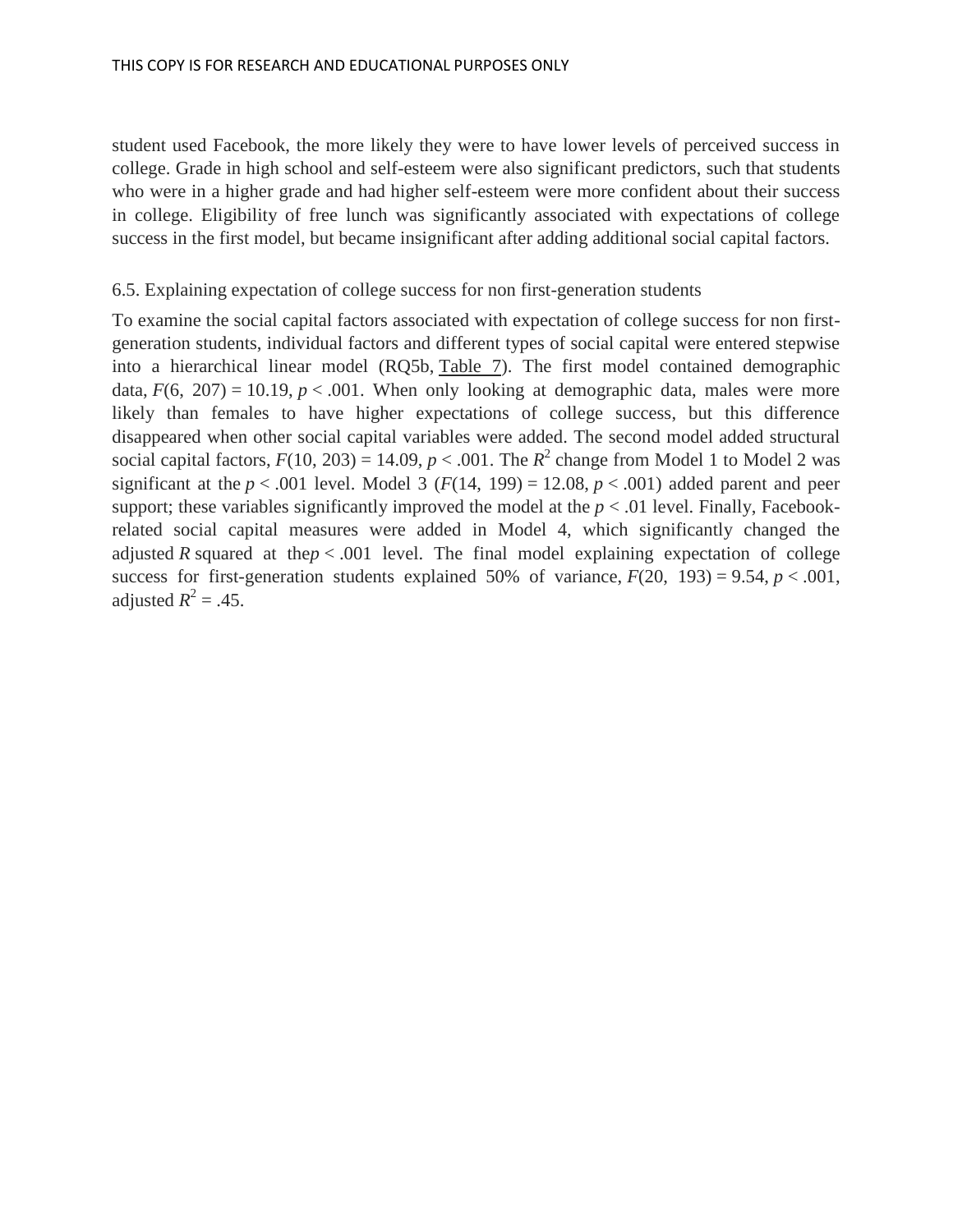student used Facebook, the more likely they were to have lower levels of perceived success in college. Grade in high school and self-esteem were also significant predictors, such that students who were in a higher grade and had higher self-esteem were more confident about their success in college. Eligibility of free lunch was significantly associated with expectations of college success in the first model, but became insignificant after adding additional social capital factors.

### 6.5. Explaining expectation of college success for non first-generation students

To examine the social capital factors associated with expectation of college success for non first-generation students, individual factors and different types of social capital were entered stepwise into a hierarchical linear model (RQ5b, Table 7). The first model contained demographic data, $F(6, 207) = 10.19$, $p < .001$. When only looking at demographic data, males were more likely than females to have higher expectations of college success, but this difference disappeared when other social capital variables were added. The second model added structural social capital factors, $F(10, 203) = 14.09$, $p < .001$. The $R^2$ change from Model 1 to Model 2 was significant at the $p < .001$ level. Model 3 ($F(14, 199) = 12.08$, $p < .001$) added parent and peer support; these variables significantly improved the model at the $p < .01$ level. Finally, Facebook-related social capital measures were added in Model 4, which significantly changed the adjusted $R$ squared at the$p < .001$ level. The final model explaining expectation of college success for first-generation students explained 50% of variance, $F(20, 193) = 9.54$, $p < .001$, adjusted $R^2 = .45$.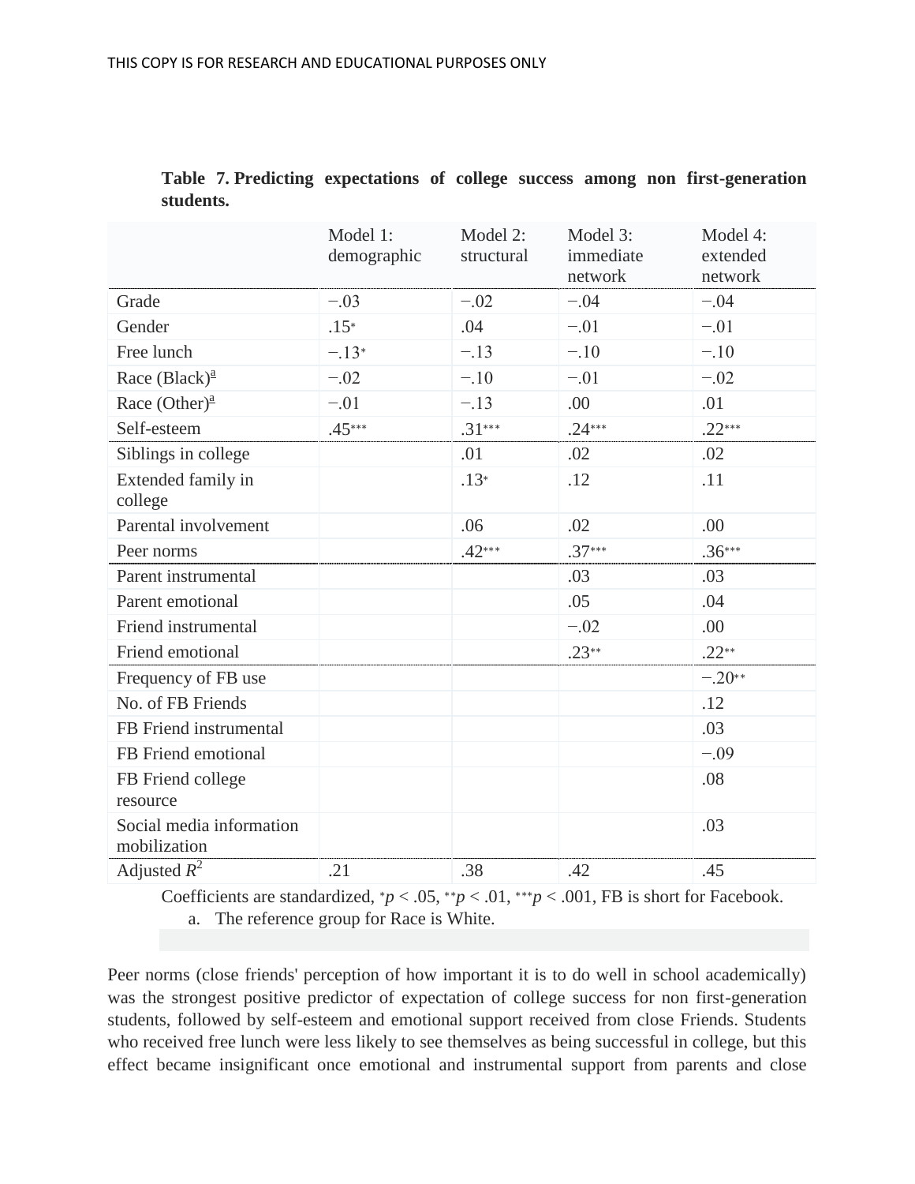**Table 7. Predicting expectations of college success among non first-generation students.**

| | Model 1: demographic | Model 2: structural | Model 3: immediate network | Model 4: extended network |
|---|---|---|---|---|
| Grade | −.03 | −.02 | −.04 | −.04 |
| Gender | .15* | .04 | −.01 | −.01 |
| Free lunch | −.13* | −.13 | −.10 | −.10 |
| Race (Black)[a] | −.02 | −.10 | −.01 | −.02 |
| Race (Other)[a] | −.01 | −.13 | .00 | .01 |
| Self-esteem | .45*** | .31*** | .24*** | .22*** |
| Siblings in college | | .01 | .02 | .02 |
| Extended family in college | | .13* | .12 | .11 |
| Parental involvement | | .06 | .02 | .00 |
| Peer norms | | .42*** | .37*** | .36*** |
| Parent instrumental | | | .03 | .03 |
| Parent emotional | | | .05 | .04 |
| Friend instrumental | | | −.02 | .00 |
| Friend emotional | | | .23** | .22** |
| Frequency of FB use | | | | −.20** |
| No. of FB Friends | | | | .12 |
| FB Friend instrumental | | | | .03 |
| FB Friend emotional | | | | −.09 |
| FB Friend college resource | | | | .08 |
| Social media information mobilization | | | | .03 |
| Adjusted $R^2$ | .21 | .38 | .42 | .45 |

Coefficients are standardized, *$p < .05$, **$p < .01$, ***$p < .001$, FB is short for Facebook.

a. The reference group for Race is White.

Peer norms (close friends' perception of how important it is to do well in school academically) was the strongest positive predictor of expectation of college success for non first-generation students, followed by self-esteem and emotional support received from close Friends. Students who received free lunch were less likely to see themselves as being successful in college, but this effect became insignificant once emotional and instrumental support from parents and close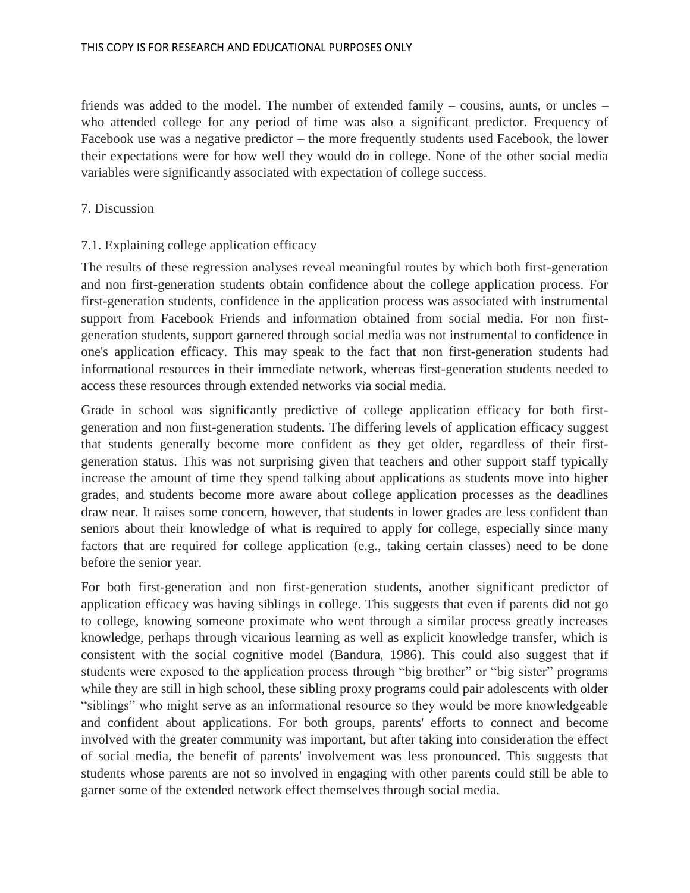friends was added to the model. The number of extended family – cousins, aunts, or uncles – who attended college for any period of time was also a significant predictor. Frequency of Facebook use was a negative predictor – the more frequently students used Facebook, the lower their expectations were for how well they would do in college. None of the other social media variables were significantly associated with expectation of college success.

## 7. Discussion

### 7.1. Explaining college application efficacy

The results of these regression analyses reveal meaningful routes by which both first-generation and non first-generation students obtain confidence about the college application process. For first-generation students, confidence in the application process was associated with instrumental support from Facebook Friends and information obtained from social media. For non first-generation students, support garnered through social media was not instrumental to confidence in one's application efficacy. This may speak to the fact that non first-generation students had informational resources in their immediate network, whereas first-generation students needed to access these resources through extended networks via social media.

Grade in school was significantly predictive of college application efficacy for both first-generation and non first-generation students. The differing levels of application efficacy suggest that students generally become more confident as they get older, regardless of their first-generation status. This was not surprising given that teachers and other support staff typically increase the amount of time they spend talking about applications as students move into higher grades, and students become more aware about college application processes as the deadlines draw near. It raises some concern, however, that students in lower grades are less confident than seniors about their knowledge of what is required to apply for college, especially since many factors that are required for college application (e.g., taking certain classes) need to be done before the senior year.

For both first-generation and non first-generation students, another significant predictor of application efficacy was having siblings in college. This suggests that even if parents did not go to college, knowing someone proximate who went through a similar process greatly increases knowledge, perhaps through vicarious learning as well as explicit knowledge transfer, which is consistent with the social cognitive model (Bandura, 1986). This could also suggest that if students were exposed to the application process through "big brother" or "big sister" programs while they are still in high school, these sibling proxy programs could pair adolescents with older "siblings" who might serve as an informational resource so they would be more knowledgeable and confident about applications. For both groups, parents' efforts to connect and become involved with the greater community was important, but after taking into consideration the effect of social media, the benefit of parents' involvement was less pronounced. This suggests that students whose parents are not so involved in engaging with other parents could still be able to garner some of the extended network effect themselves through social media.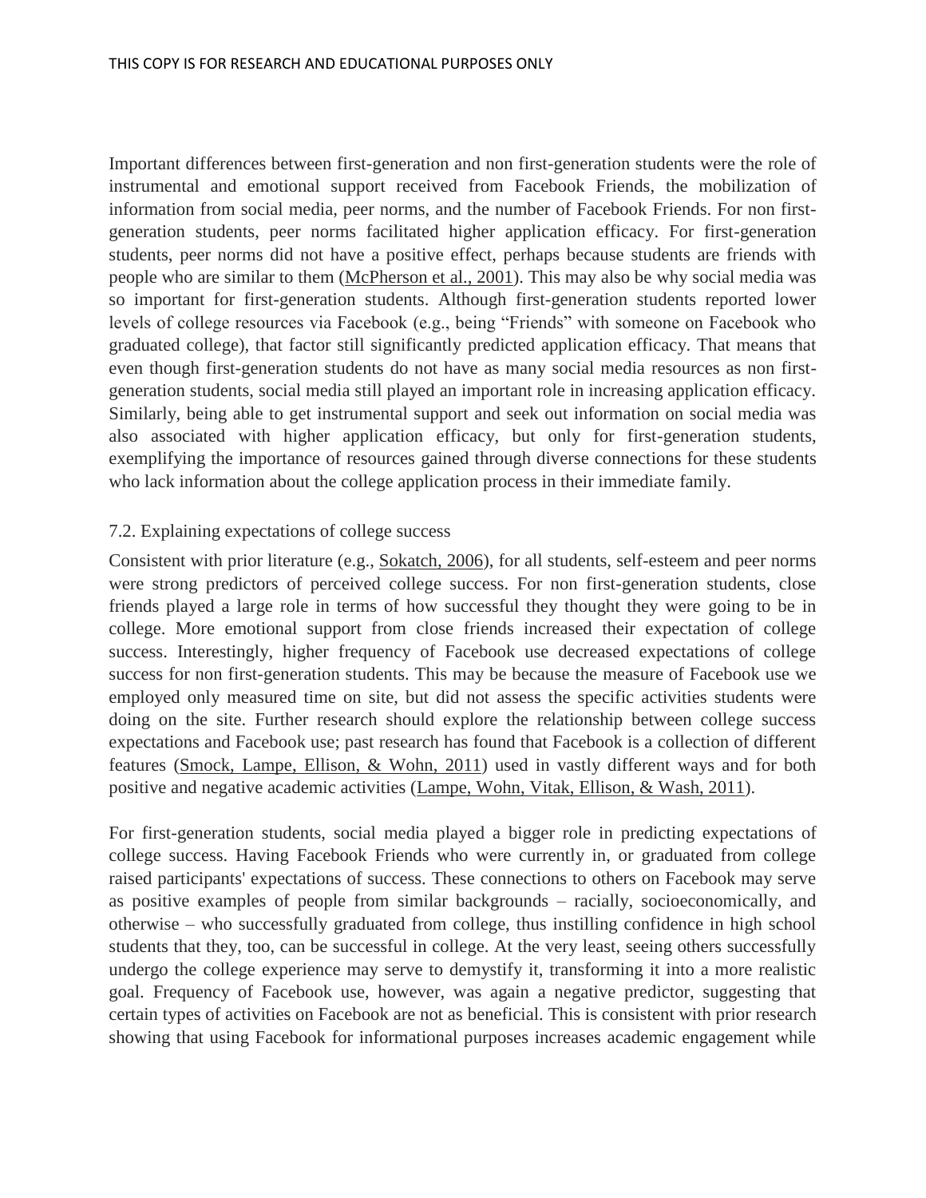Important differences between first-generation and non first-generation students were the role of instrumental and emotional support received from Facebook Friends, the mobilization of information from social media, peer norms, and the number of Facebook Friends. For non first-generation students, peer norms facilitated higher application efficacy. For first-generation students, peer norms did not have a positive effect, perhaps because students are friends with people who are similar to them (McPherson et al., 2001). This may also be why social media was so important for first-generation students. Although first-generation students reported lower levels of college resources via Facebook (e.g., being "Friends" with someone on Facebook who graduated college), that factor still significantly predicted application efficacy. That means that even though first-generation students do not have as many social media resources as non first-generation students, social media still played an important role in increasing application efficacy. Similarly, being able to get instrumental support and seek out information on social media was also associated with higher application efficacy, but only for first-generation students, exemplifying the importance of resources gained through diverse connections for these students who lack information about the college application process in their immediate family.

### 7.2. Explaining expectations of college success

Consistent with prior literature (e.g., Sokatch, 2006), for all students, self-esteem and peer norms were strong predictors of perceived college success. For non first-generation students, close friends played a large role in terms of how successful they thought they were going to be in college. More emotional support from close friends increased their expectation of college success. Interestingly, higher frequency of Facebook use decreased expectations of college success for non first-generation students. This may be because the measure of Facebook use we employed only measured time on site, but did not assess the specific activities students were doing on the site. Further research should explore the relationship between college success expectations and Facebook use; past research has found that Facebook is a collection of different features (Smock, Lampe, Ellison, & Wohn, 2011) used in vastly different ways and for both positive and negative academic activities (Lampe, Wohn, Vitak, Ellison, & Wash, 2011).

For first-generation students, social media played a bigger role in predicting expectations of college success. Having Facebook Friends who were currently in, or graduated from college raised participants' expectations of success. These connections to others on Facebook may serve as positive examples of people from similar backgrounds – racially, socioeconomically, and otherwise – who successfully graduated from college, thus instilling confidence in high school students that they, too, can be successful in college. At the very least, seeing others successfully undergo the college experience may serve to demystify it, transforming it into a more realistic goal. Frequency of Facebook use, however, was again a negative predictor, suggesting that certain types of activities on Facebook are not as beneficial. This is consistent with prior research showing that using Facebook for informational purposes increases academic engagement while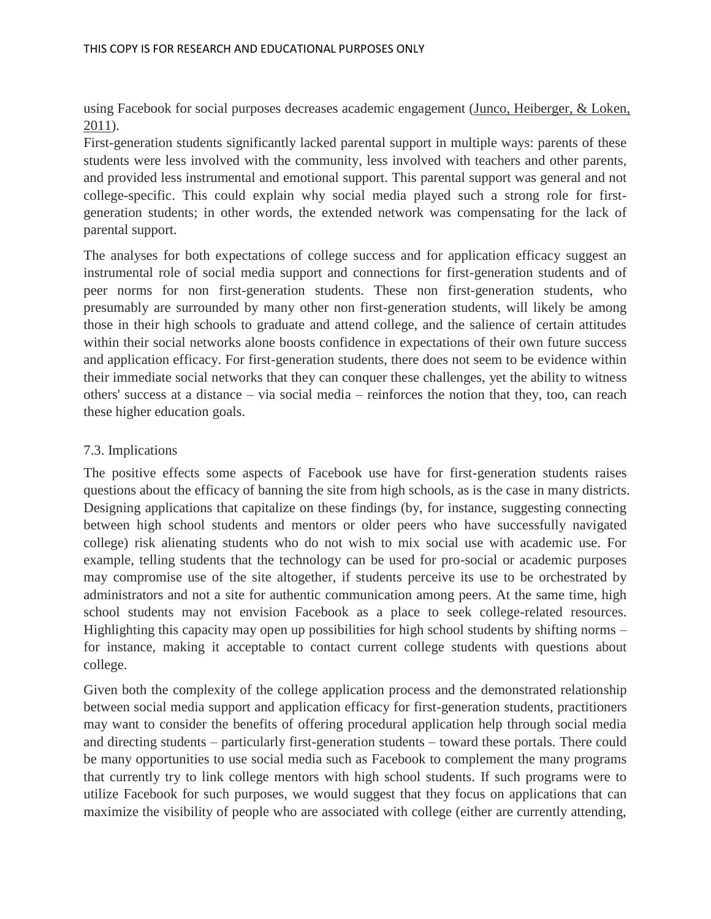using Facebook for social purposes decreases academic engagement (Junco, Heiberger, & Loken, 2011).

First-generation students significantly lacked parental support in multiple ways: parents of these students were less involved with the community, less involved with teachers and other parents, and provided less instrumental and emotional support. This parental support was general and not college-specific. This could explain why social media played such a strong role for first-generation students; in other words, the extended network was compensating for the lack of parental support.

The analyses for both expectations of college success and for application efficacy suggest an instrumental role of social media support and connections for first-generation students and of peer norms for non first-generation students. These non first-generation students, who presumably are surrounded by many other non first-generation students, will likely be among those in their high schools to graduate and attend college, and the salience of certain attitudes within their social networks alone boosts confidence in expectations of their own future success and application efficacy. For first-generation students, there does not seem to be evidence within their immediate social networks that they can conquer these challenges, yet the ability to witness others' success at a distance – via social media – reinforces the notion that they, too, can reach these higher education goals.

### 7.3. Implications

The positive effects some aspects of Facebook use have for first-generation students raises questions about the efficacy of banning the site from high schools, as is the case in many districts. Designing applications that capitalize on these findings (by, for instance, suggesting connecting between high school students and mentors or older peers who have successfully navigated college) risk alienating students who do not wish to mix social use with academic use. For example, telling students that the technology can be used for pro-social or academic purposes may compromise use of the site altogether, if students perceive its use to be orchestrated by administrators and not a site for authentic communication among peers. At the same time, high school students may not envision Facebook as a place to seek college-related resources. Highlighting this capacity may open up possibilities for high school students by shifting norms – for instance, making it acceptable to contact current college students with questions about college.

Given both the complexity of the college application process and the demonstrated relationship between social media support and application efficacy for first-generation students, practitioners may want to consider the benefits of offering procedural application help through social media and directing students – particularly first-generation students – toward these portals. There could be many opportunities to use social media such as Facebook to complement the many programs that currently try to link college mentors with high school students. If such programs were to utilize Facebook for such purposes, we would suggest that they focus on applications that can maximize the visibility of people who are associated with college (either are currently attending,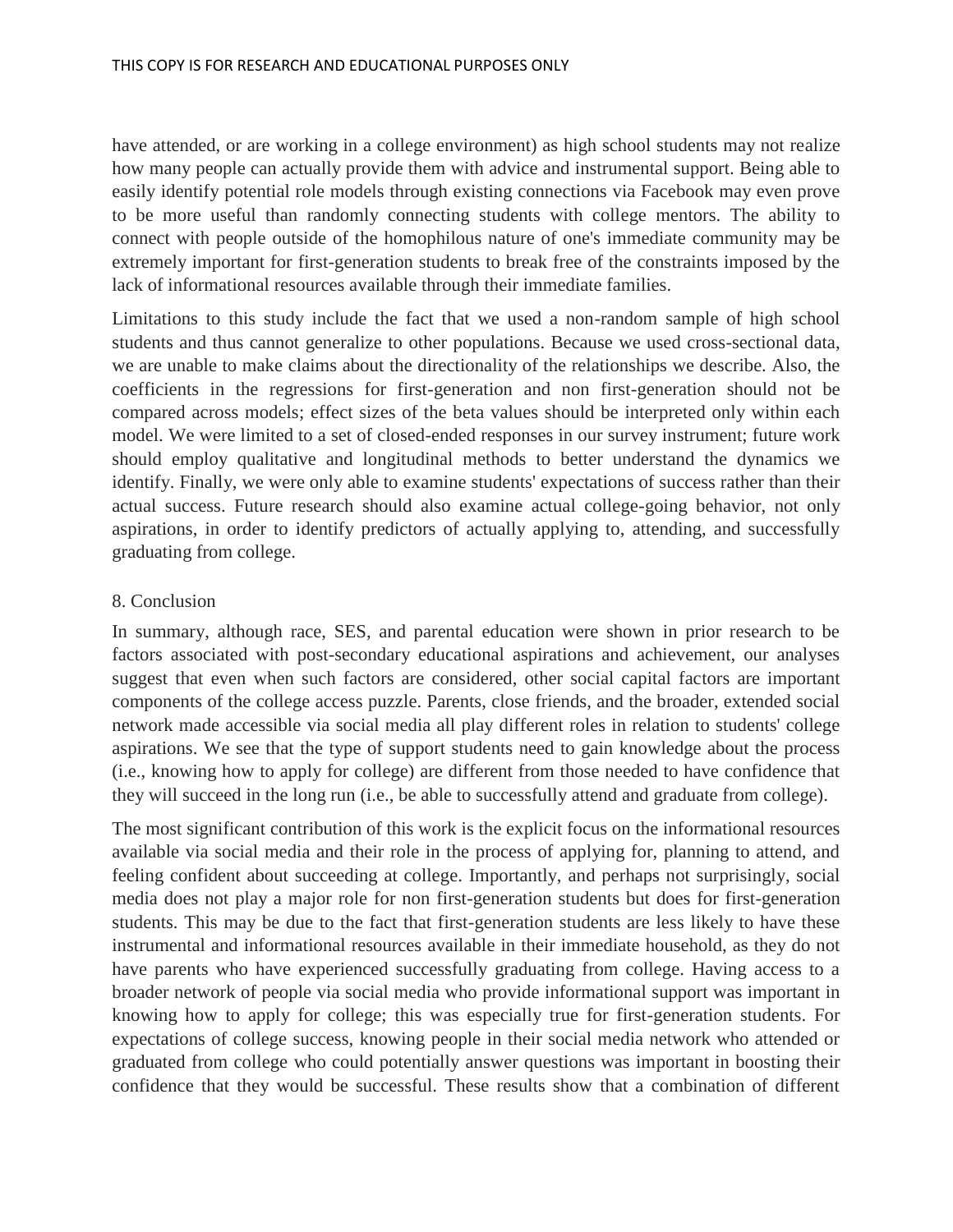have attended, or are working in a college environment) as high school students may not realize how many people can actually provide them with advice and instrumental support. Being able to easily identify potential role models through existing connections via Facebook may even prove to be more useful than randomly connecting students with college mentors. The ability to connect with people outside of the homophilous nature of one's immediate community may be extremely important for first-generation students to break free of the constraints imposed by the lack of informational resources available through their immediate families.

Limitations to this study include the fact that we used a non-random sample of high school students and thus cannot generalize to other populations. Because we used cross-sectional data, we are unable to make claims about the directionality of the relationships we describe. Also, the coefficients in the regressions for first-generation and non first-generation should not be compared across models; effect sizes of the beta values should be interpreted only within each model. We were limited to a set of closed-ended responses in our survey instrument; future work should employ qualitative and longitudinal methods to better understand the dynamics we identify. Finally, we were only able to examine students' expectations of success rather than their actual success. Future research should also examine actual college-going behavior, not only aspirations, in order to identify predictors of actually applying to, attending, and successfully graduating from college.

## 8. Conclusion

In summary, although race, SES, and parental education were shown in prior research to be factors associated with post-secondary educational aspirations and achievement, our analyses suggest that even when such factors are considered, other social capital factors are important components of the college access puzzle. Parents, close friends, and the broader, extended social network made accessible via social media all play different roles in relation to students' college aspirations. We see that the type of support students need to gain knowledge about the process (i.e., knowing how to apply for college) are different from those needed to have confidence that they will succeed in the long run (i.e., be able to successfully attend and graduate from college).

The most significant contribution of this work is the explicit focus on the informational resources available via social media and their role in the process of applying for, planning to attend, and feeling confident about succeeding at college. Importantly, and perhaps not surprisingly, social media does not play a major role for non first-generation students but does for first-generation students. This may be due to the fact that first-generation students are less likely to have these instrumental and informational resources available in their immediate household, as they do not have parents who have experienced successfully graduating from college. Having access to a broader network of people via social media who provide informational support was important in knowing how to apply for college; this was especially true for first-generation students. For expectations of college success, knowing people in their social media network who attended or graduated from college who could potentially answer questions was important in boosting their confidence that they would be successful. These results show that a combination of different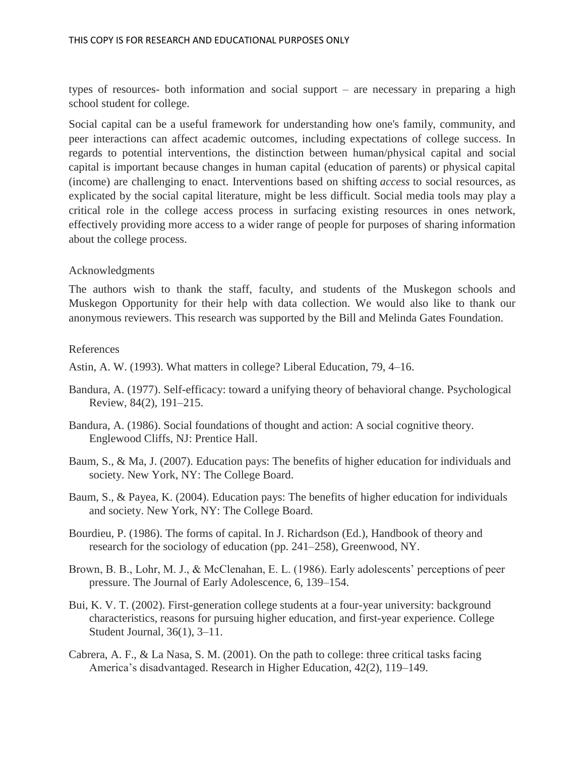types of resources- both information and social support – are necessary in preparing a high school student for college.

Social capital can be a useful framework for understanding how one's family, community, and peer interactions can affect academic outcomes, including expectations of college success. In regards to potential interventions, the distinction between human/physical capital and social capital is important because changes in human capital (education of parents) or physical capital (income) are challenging to enact. Interventions based on shifting *access* to social resources, as explicated by the social capital literature, might be less difficult. Social media tools may play a critical role in the college access process in surfacing existing resources in ones network, effectively providing more access to a wider range of people for purposes of sharing information about the college process.

## Acknowledgments

The authors wish to thank the staff, faculty, and students of the Muskegon schools and Muskegon Opportunity for their help with data collection. We would also like to thank our anonymous reviewers. This research was supported by the Bill and Melinda Gates Foundation.

## References

Astin, A. W. (1993). What matters in college? Liberal Education, 79, 4–16.

Bandura, A. (1977). Self-efficacy: toward a unifying theory of behavioral change. Psychological Review, 84(2), 191–215.

Bandura, A. (1986). Social foundations of thought and action: A social cognitive theory. Englewood Cliffs, NJ: Prentice Hall.

Baum, S., & Ma, J. (2007). Education pays: The benefits of higher education for individuals and society. New York, NY: The College Board.

Baum, S., & Payea, K. (2004). Education pays: The benefits of higher education for individuals and society. New York, NY: The College Board.

Bourdieu, P. (1986). The forms of capital. In J. Richardson (Ed.), Handbook of theory and research for the sociology of education (pp. 241–258), Greenwood, NY.

Brown, B. B., Lohr, M. J., & McClenahan, E. L. (1986). Early adolescents' perceptions of peer pressure. The Journal of Early Adolescence, 6, 139–154.

Bui, K. V. T. (2002). First-generation college students at a four-year university: background characteristics, reasons for pursuing higher education, and first-year experience. College Student Journal, 36(1), 3–11.

Cabrera, A. F., & La Nasa, S. M. (2001). On the path to college: three critical tasks facing America's disadvantaged. Research in Higher Education, 42(2), 119–149.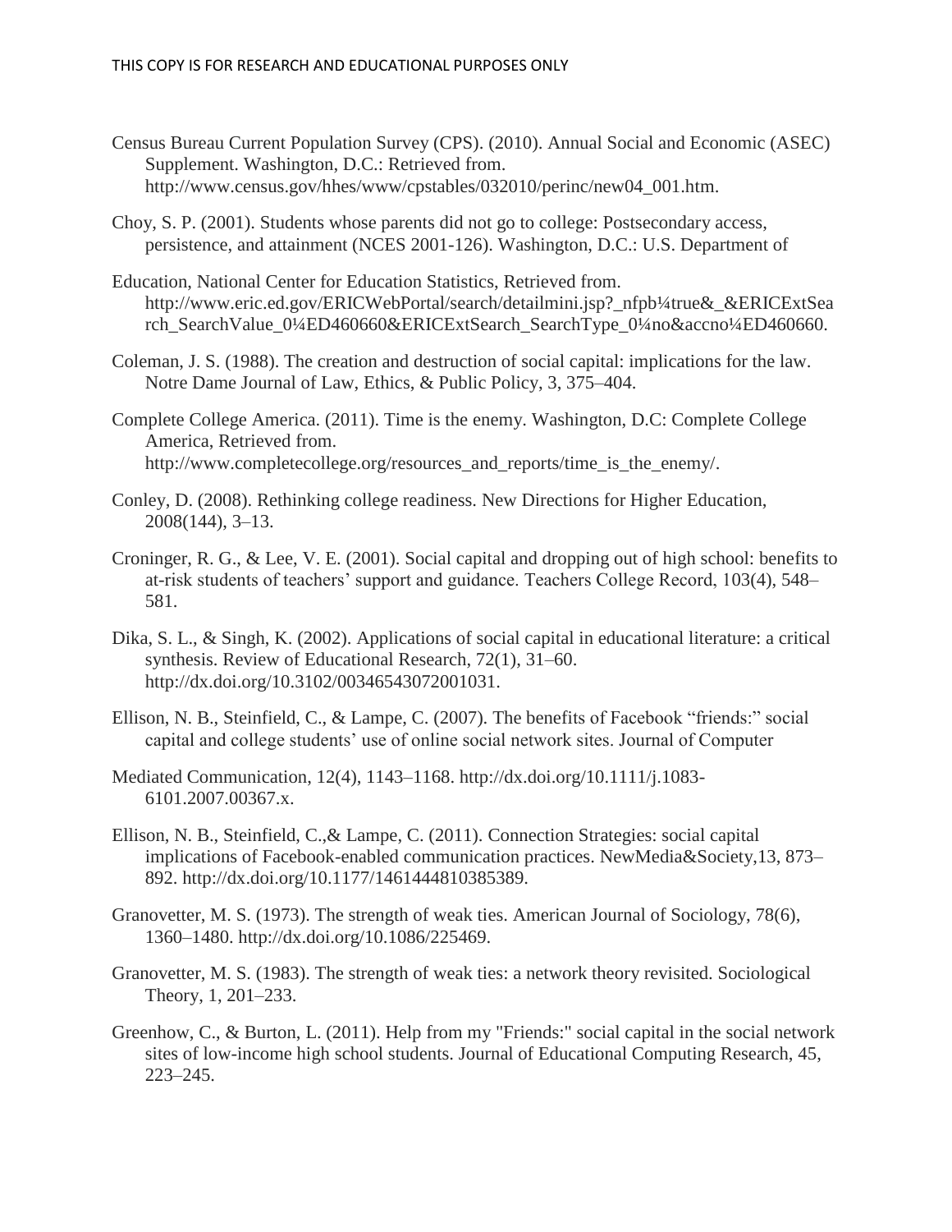Census Bureau Current Population Survey (CPS). (2010). Annual Social and Economic (ASEC) Supplement. Washington, D.C.: Retrieved from. http://www.census.gov/hhes/www/cpstables/032010/perinc/new04_001.htm.

Choy, S. P. (2001). Students whose parents did not go to college: Postsecondary access, persistence, and attainment (NCES 2001-126). Washington, D.C.: U.S. Department of

Education, National Center for Education Statistics, Retrieved from. http://www.eric.ed.gov/ERICWebPortal/search/detailmini.jsp?_nfpb¼true&_&ERICExtSearch_SearchValue_0¼ED460660&ERICExtSearch_SearchType_0¼no&accno¼ED460660.

Coleman, J. S. (1988). The creation and destruction of social capital: implications for the law. Notre Dame Journal of Law, Ethics, & Public Policy, 3, 375–404.

Complete College America. (2011). Time is the enemy. Washington, D.C: Complete College America, Retrieved from. http://www.completecollege.org/resources_and_reports/time_is_the_enemy/.

Conley, D. (2008). Rethinking college readiness. New Directions for Higher Education, 2008(144), 3–13.

Croninger, R. G., & Lee, V. E. (2001). Social capital and dropping out of high school: benefits to at-risk students of teachers' support and guidance. Teachers College Record, 103(4), 548–581.

Dika, S. L., & Singh, K. (2002). Applications of social capital in educational literature: a critical synthesis. Review of Educational Research, 72(1), 31–60. http://dx.doi.org/10.3102/00346543072001031.

Ellison, N. B., Steinfield, C., & Lampe, C. (2007). The benefits of Facebook "friends:" social capital and college students' use of online social network sites. Journal of Computer

Mediated Communication, 12(4), 1143–1168. http://dx.doi.org/10.1111/j.1083-6101.2007.00367.x.

Ellison, N. B., Steinfield, C.,& Lampe, C. (2011). Connection Strategies: social capital implications of Facebook-enabled communication practices. NewMedia&Society,13, 873–892. http://dx.doi.org/10.1177/1461444810385389.

Granovetter, M. S. (1973). The strength of weak ties. American Journal of Sociology, 78(6), 1360–1480. http://dx.doi.org/10.1086/225469.

Granovetter, M. S. (1983). The strength of weak ties: a network theory revisited. Sociological Theory, 1, 201–233.

Greenhow, C., & Burton, L. (2011). Help from my "Friends:" social capital in the social network sites of low-income high school students. Journal of Educational Computing Research, 45, 223–245.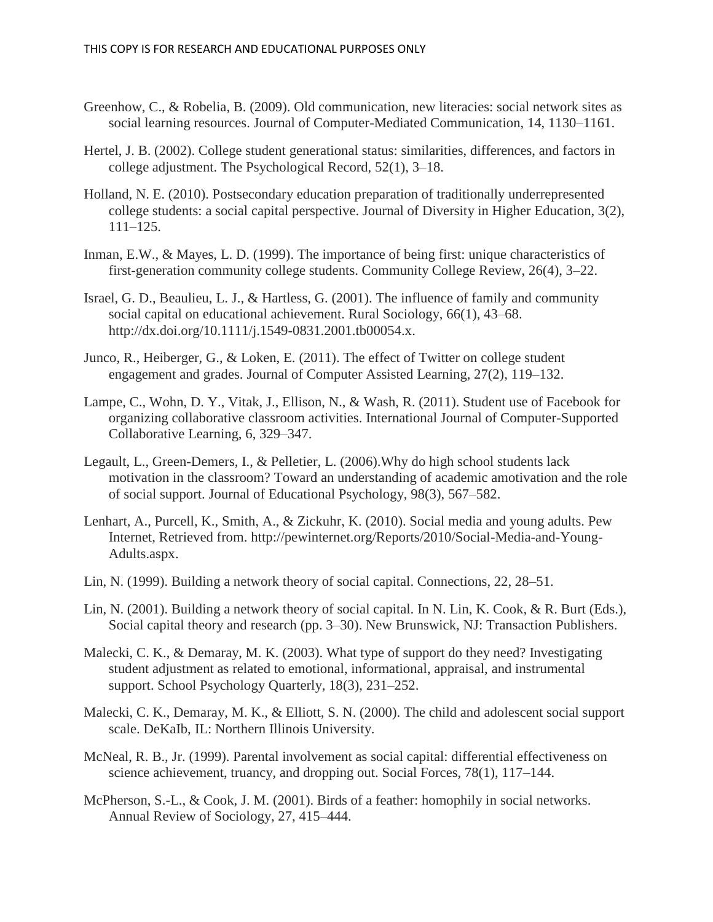Greenhow, C., & Robelia, B. (2009). Old communication, new literacies: social network sites as social learning resources. Journal of Computer-Mediated Communication, 14, 1130–1161.

Hertel, J. B. (2002). College student generational status: similarities, differences, and factors in college adjustment. The Psychological Record, 52(1), 3–18.

Holland, N. E. (2010). Postsecondary education preparation of traditionally underrepresented college students: a social capital perspective. Journal of Diversity in Higher Education, 3(2), 111–125.

Inman, E.W., & Mayes, L. D. (1999). The importance of being first: unique characteristics of first-generation community college students. Community College Review, 26(4), 3–22.

Israel, G. D., Beaulieu, L. J., & Hartless, G. (2001). The influence of family and community social capital on educational achievement. Rural Sociology, 66(1), 43–68. http://dx.doi.org/10.1111/j.1549-0831.2001.tb00054.x.

Junco, R., Heiberger, G., & Loken, E. (2011). The effect of Twitter on college student engagement and grades. Journal of Computer Assisted Learning, 27(2), 119–132.

Lampe, C., Wohn, D. Y., Vitak, J., Ellison, N., & Wash, R. (2011). Student use of Facebook for organizing collaborative classroom activities. International Journal of Computer-Supported Collaborative Learning, 6, 329–347.

Legault, L., Green-Demers, I., & Pelletier, L. (2006).Why do high school students lack motivation in the classroom? Toward an understanding of academic amotivation and the role of social support. Journal of Educational Psychology, 98(3), 567–582.

Lenhart, A., Purcell, K., Smith, A., & Zickuhr, K. (2010). Social media and young adults. Pew Internet, Retrieved from. http://pewinternet.org/Reports/2010/Social-Media-and-Young-Adults.aspx.

Lin, N. (1999). Building a network theory of social capital. Connections, 22, 28–51.

Lin, N. (2001). Building a network theory of social capital. In N. Lin, K. Cook, & R. Burt (Eds.), Social capital theory and research (pp. 3–30). New Brunswick, NJ: Transaction Publishers.

Malecki, C. K., & Demaray, M. K. (2003). What type of support do they need? Investigating student adjustment as related to emotional, informational, appraisal, and instrumental support. School Psychology Quarterly, 18(3), 231–252.

Malecki, C. K., Demaray, M. K., & Elliott, S. N. (2000). The child and adolescent social support scale. DeKaIb, IL: Northern Illinois University.

McNeal, R. B., Jr. (1999). Parental involvement as social capital: differential effectiveness on science achievement, truancy, and dropping out. Social Forces, 78(1), 117–144.

McPherson, S.-L., & Cook, J. M. (2001). Birds of a feather: homophily in social networks. Annual Review of Sociology, 27, 415–444.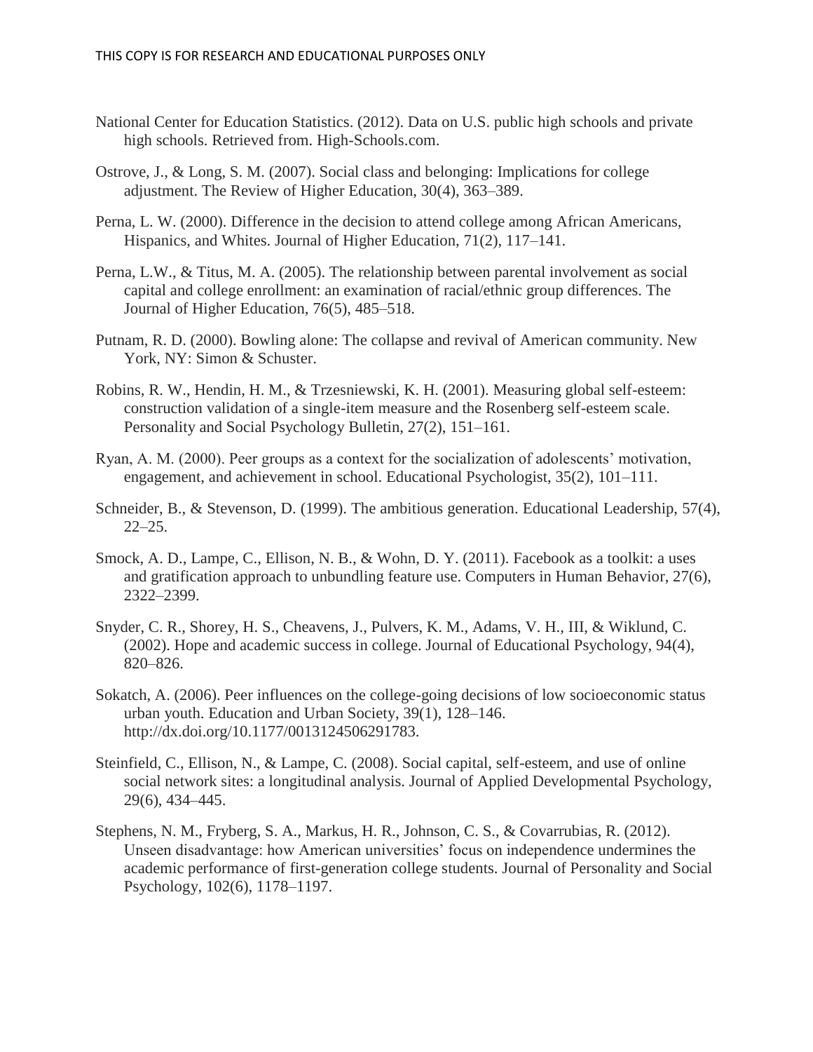National Center for Education Statistics. (2012). Data on U.S. public high schools and private high schools. Retrieved from. High-Schools.com.

Ostrove, J., & Long, S. M. (2007). Social class and belonging: Implications for college adjustment. The Review of Higher Education, 30(4), 363–389.

Perna, L. W. (2000). Difference in the decision to attend college among African Americans, Hispanics, and Whites. Journal of Higher Education, 71(2), 117–141.

Perna, L.W., & Titus, M. A. (2005). The relationship between parental involvement as social capital and college enrollment: an examination of racial/ethnic group differences. The Journal of Higher Education, 76(5), 485–518.

Putnam, R. D. (2000). Bowling alone: The collapse and revival of American community. New York, NY: Simon & Schuster.

Robins, R. W., Hendin, H. M., & Trzesniewski, K. H. (2001). Measuring global self-esteem: construction validation of a single-item measure and the Rosenberg self-esteem scale. Personality and Social Psychology Bulletin, 27(2), 151–161.

Ryan, A. M. (2000). Peer groups as a context for the socialization of adolescents' motivation, engagement, and achievement in school. Educational Psychologist, 35(2), 101–111.

Schneider, B., & Stevenson, D. (1999). The ambitious generation. Educational Leadership, 57(4), 22–25.

Smock, A. D., Lampe, C., Ellison, N. B., & Wohn, D. Y. (2011). Facebook as a toolkit: a uses and gratification approach to unbundling feature use. Computers in Human Behavior, 27(6), 2322–2399.

Snyder, C. R., Shorey, H. S., Cheavens, J., Pulvers, K. M., Adams, V. H., III, & Wiklund, C. (2002). Hope and academic success in college. Journal of Educational Psychology, 94(4), 820–826.

Sokatch, A. (2006). Peer influences on the college-going decisions of low socioeconomic status urban youth. Education and Urban Society, 39(1), 128–146. http://dx.doi.org/10.1177/0013124506291783.

Steinfield, C., Ellison, N., & Lampe, C. (2008). Social capital, self-esteem, and use of online social network sites: a longitudinal analysis. Journal of Applied Developmental Psychology, 29(6), 434–445.

Stephens, N. M., Fryberg, S. A., Markus, H. R., Johnson, C. S., & Covarrubias, R. (2012). Unseen disadvantage: how American universities' focus on independence undermines the academic performance of first-generation college students. Journal of Personality and Social Psychology, 102(6), 1178–1197.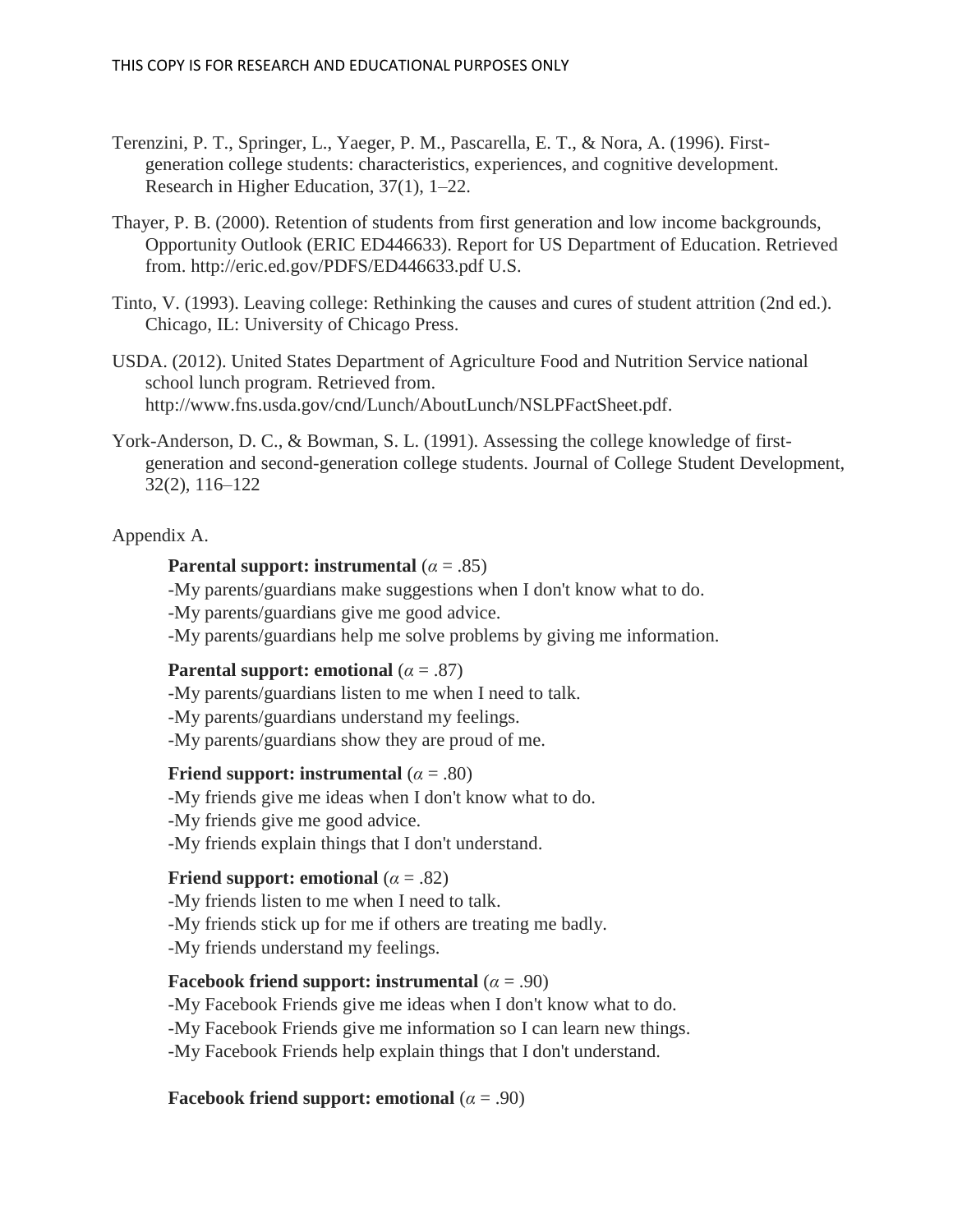Terenzini, P. T., Springer, L., Yaeger, P. M., Pascarella, E. T., & Nora, A. (1996). First-generation college students: characteristics, experiences, and cognitive development. Research in Higher Education, 37(1), 1–22.

Thayer, P. B. (2000). Retention of students from first generation and low income backgrounds, Opportunity Outlook (ERIC ED446633). Report for US Department of Education. Retrieved from. http://eric.ed.gov/PDFS/ED446633.pdf U.S.

Tinto, V. (1993). Leaving college: Rethinking the causes and cures of student attrition (2nd ed.). Chicago, IL: University of Chicago Press.

USDA. (2012). United States Department of Agriculture Food and Nutrition Service national school lunch program. Retrieved from. http://www.fns.usda.gov/cnd/Lunch/AboutLunch/NSLPFactSheet.pdf.

York-Anderson, D. C., & Bowman, S. L. (1991). Assessing the college knowledge of first-generation and second-generation college students. Journal of College Student Development, 32(2), 116–122

Appendix A.

**Parental support: instrumental** ($\alpha = .85$)

-My parents/guardians make suggestions when I don't know what to do.
-My parents/guardians give me good advice.
-My parents/guardians help me solve problems by giving me information.

**Parental support: emotional** ($\alpha = .87$)

-My parents/guardians listen to me when I need to talk.
-My parents/guardians understand my feelings.
-My parents/guardians show they are proud of me.

**Friend support: instrumental** ($\alpha = .80$)

-My friends give me ideas when I don't know what to do.
-My friends give me good advice.
-My friends explain things that I don't understand.

**Friend support: emotional** ($\alpha = .82$)

-My friends listen to me when I need to talk.
-My friends stick up for me if others are treating me badly.
-My friends understand my feelings.

**Facebook friend support: instrumental** ($\alpha = .90$)

-My Facebook Friends give me ideas when I don't know what to do.
-My Facebook Friends give me information so I can learn new things.
-My Facebook Friends help explain things that I don't understand.

**Facebook friend support: emotional** ($\alpha = .90$)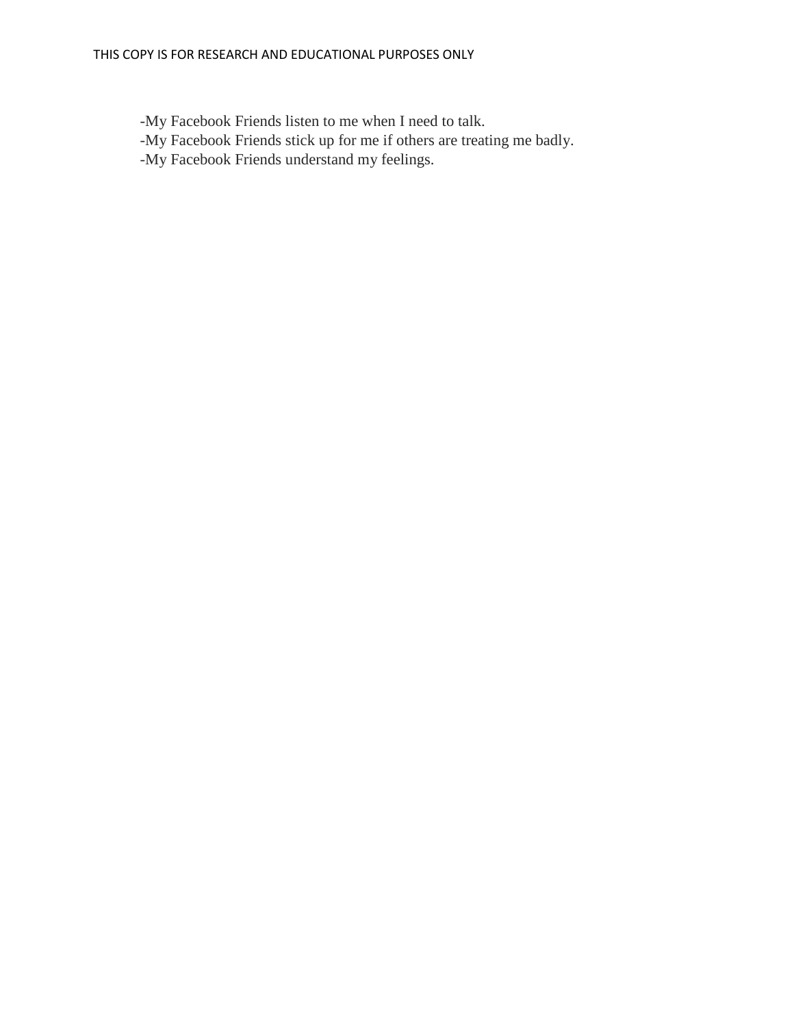-My Facebook Friends listen to me when I need to talk.
-My Facebook Friends stick up for me if others are treating me badly.
-My Facebook Friends understand my feelings.